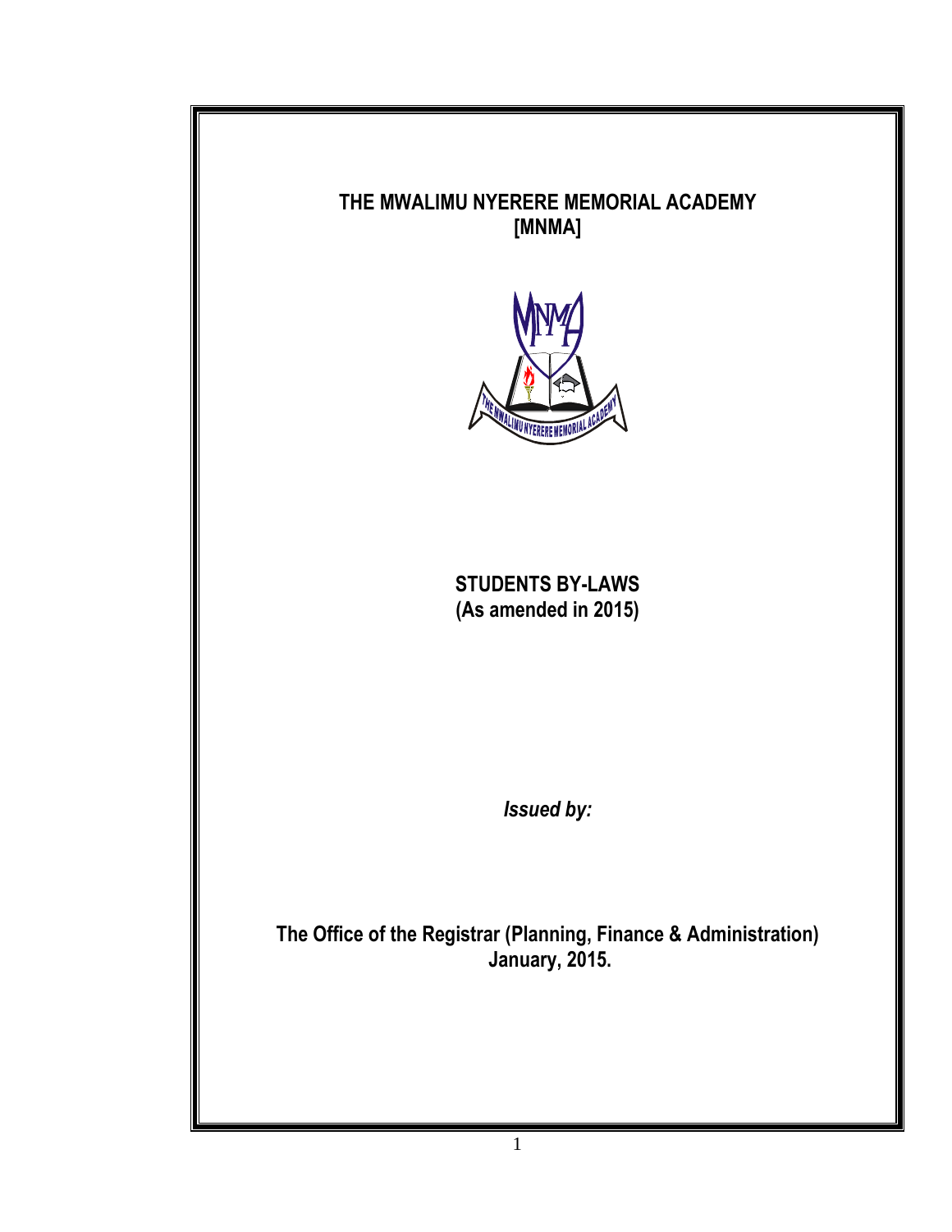# THE MWALIMU NYERERE MEMORIAL ACADEMY
# [MNMA]

## STUDENTS BY-LAWS
## (As amended in 2015)

***Issued by:***

**The Office of the Registrar (Planning, Finance & Administration)**
**January, 2015.**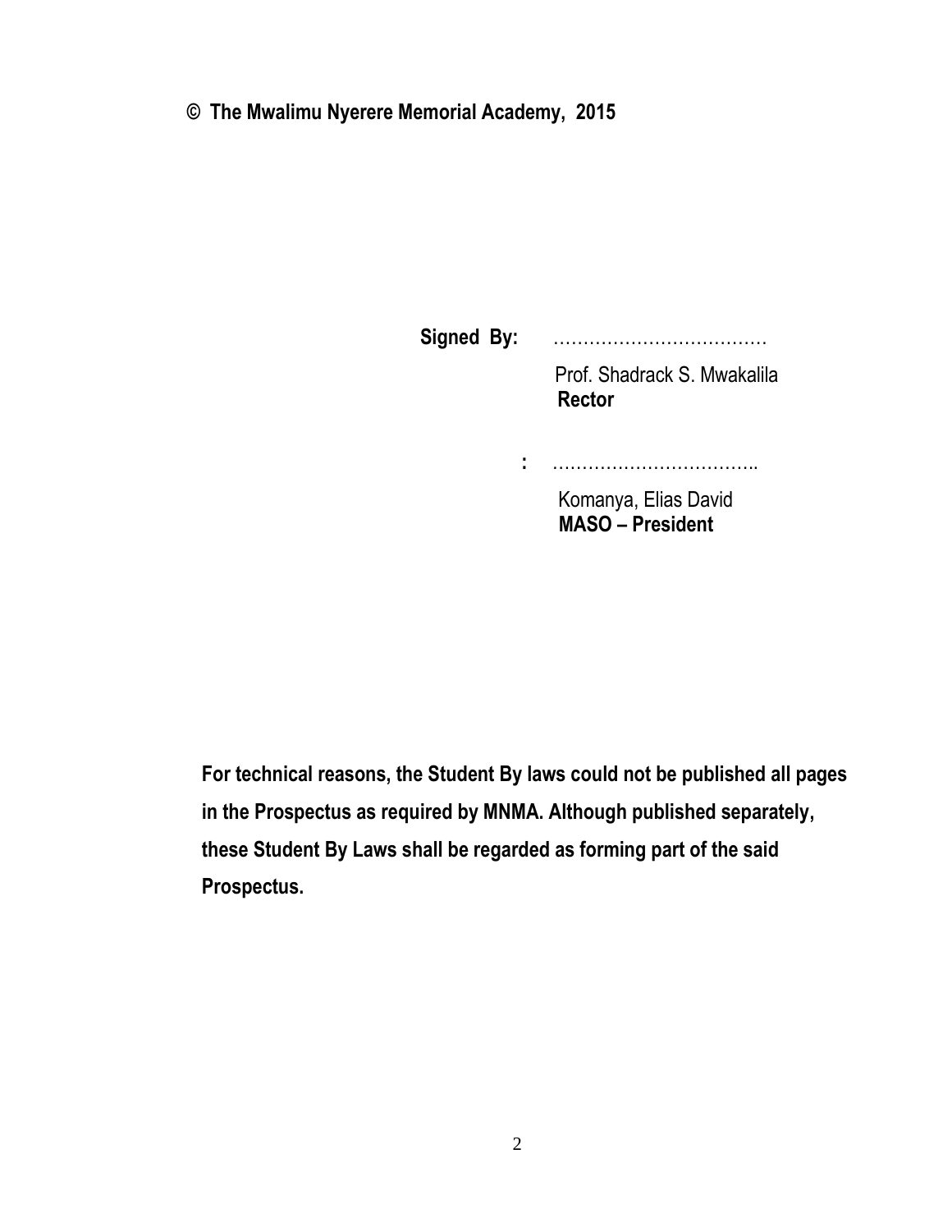**© The Mwalimu Nyerere Memorial Academy, 2015**

**Signed By:** ………………………………

Prof. Shadrack S. Mwakalila
**Rector**

**:** ……………………………..

Komanya, Elias David
**MASO – President**

**For technical reasons, the Student By laws could not be published all pages in the Prospectus as required by MNMA. Although published separately, these Student By Laws shall be regarded as forming part of the said Prospectus.**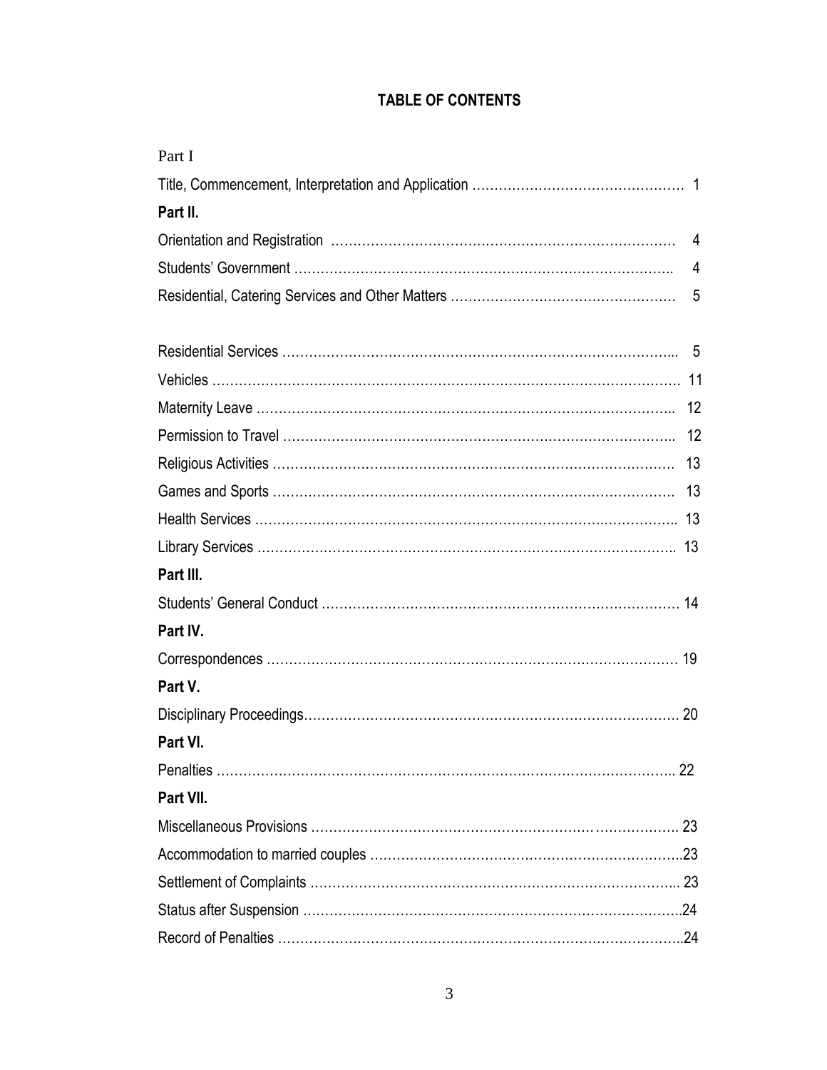## TABLE OF CONTENTS

Part I

Title, Commencement, Interpretation and Application …………………………………………… 1

**Part II.**

Orientation and Registration …………………………………………………………………… 4

Students' Government …………………………………………………………………………. 4

Residential, Catering Services and Other Matters …………………………………………… 5

Residential Services ………………………………………………………………………….. 5

Vehicles ……………………………………………………………………………………… 11

Maternity Leave ……………………………………………………………………………….. 12

Permission to Travel ………………………………………………………………………….. 12

Religious Activities …………………………………………………………………………… 13

Games and Sports ……………………………………………………………………………… 13

Health Services ………………………………………………………………………….……. 13

Library Services ……………………………………………………………………………….. 13

**Part III.**

Students' General Conduct …………………………………………………………………… 14

**Part IV.**

Correspondences ……………………………………………………………………………… 19

**Part V.**

Disciplinary Proceedings………………………………………………………………………. 20

**Part VI.**

Penalties ………………………………………………………………………………………….. 22

**Part VII.**

Miscellaneous Provisions ……………………………………………………………………. 23

Accommodation to married couples ……………………………………………………………..23

Settlement of Complaints …………………………………………………………………….... 23

Status after Suspension ………………………………………………………………………….24

Record of Penalties ……………………………………………………………………………...24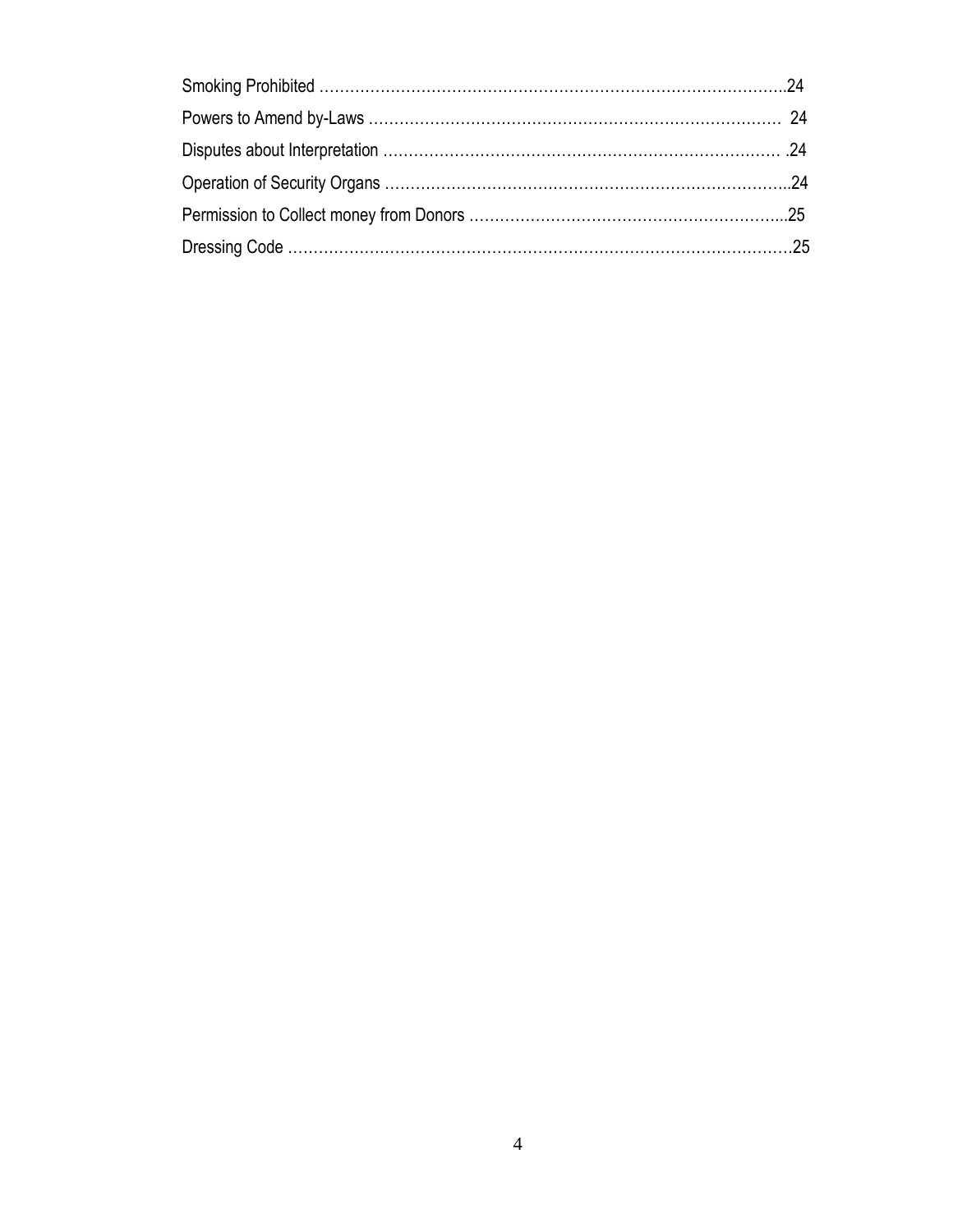Smoking Prohibited ……………………………………………………………………………….24

Powers to Amend by-Laws ……………………………………………………………………… 24

Disputes about Interpretation …………………………………………………………………… .24

Operation of Security Organs ……………………………………………………………………..24

Permission to Collect money from Donors ……………………………………………………...25

Dressing Code ………………………………………………………………………………………25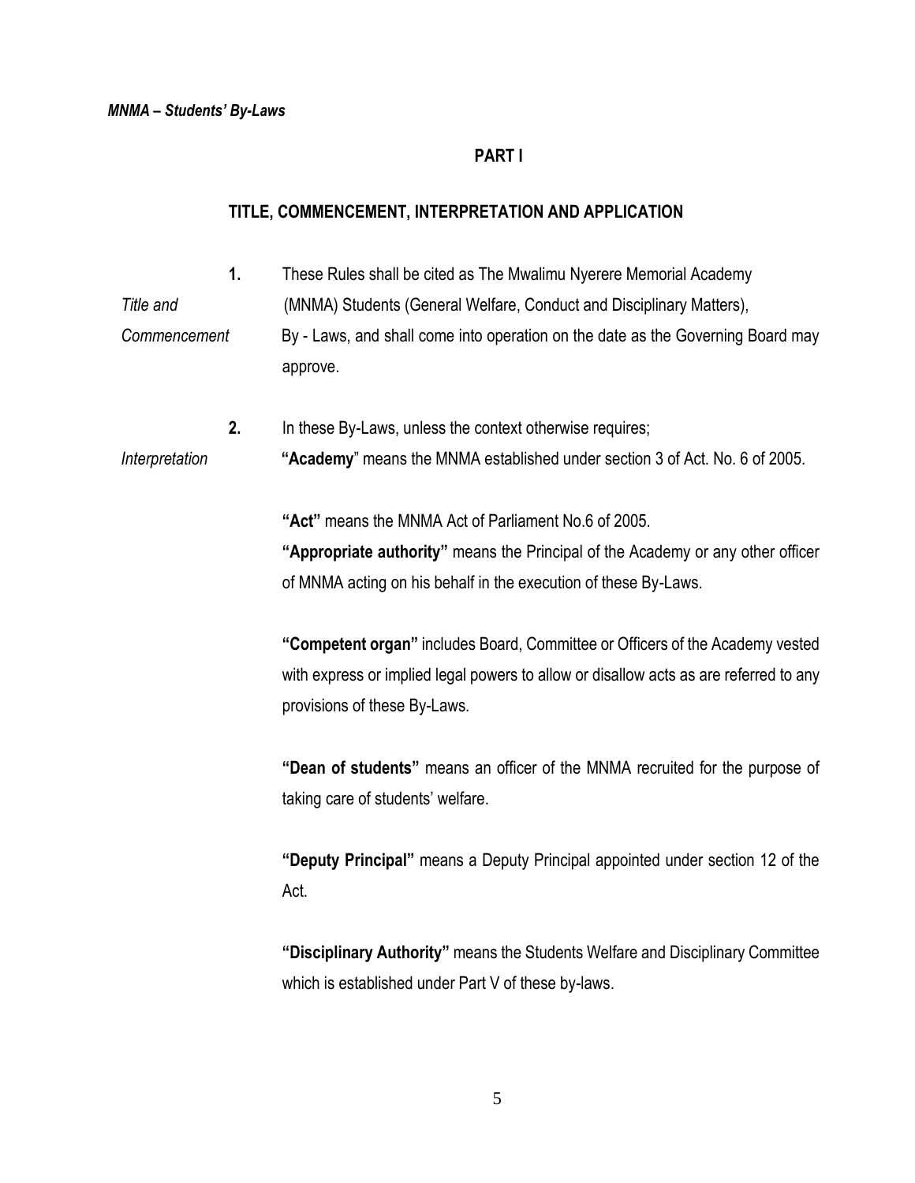## PART I

## TITLE, COMMENCEMENT, INTERPRETATION AND APPLICATION

*Title and Commencement*

**1.** These Rules shall be cited as The Mwalimu Nyerere Memorial Academy (MNMA) Students (General Welfare, Conduct and Disciplinary Matters), By - Laws, and shall come into operation on the date as the Governing Board may approve.

*Interpretation*

**2.** In these By-Laws, unless the context otherwise requires;

**"Academy"** means the MNMA established under section 3 of Act. No. 6 of 2005.

**"Act"** means the MNMA Act of Parliament No.6 of 2005.

**"Appropriate authority"** means the Principal of the Academy or any other officer of MNMA acting on his behalf in the execution of these By-Laws.

**"Competent organ"** includes Board, Committee or Officers of the Academy vested with express or implied legal powers to allow or disallow acts as are referred to any provisions of these By-Laws.

**"Dean of students"** means an officer of the MNMA recruited for the purpose of taking care of students' welfare.

**"Deputy Principal"** means a Deputy Principal appointed under section 12 of the Act.

**"Disciplinary Authority"** means the Students Welfare and Disciplinary Committee which is established under Part V of these by-laws.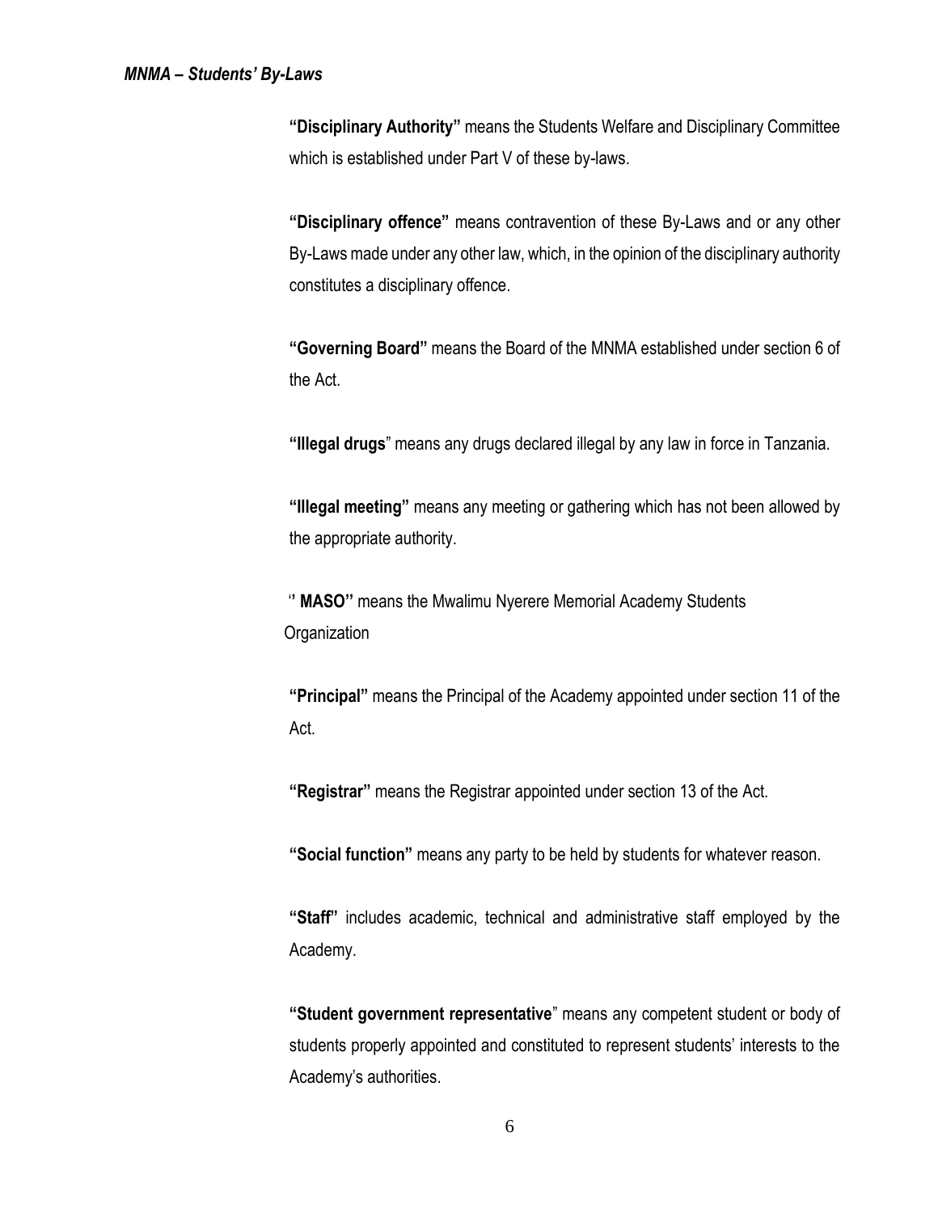**"Disciplinary Authority"** means the Students Welfare and Disciplinary Committee which is established under Part V of these by-laws.

**"Disciplinary offence"** means contravention of these By-Laws and or any other By-Laws made under any other law, which, in the opinion of the disciplinary authority constitutes a disciplinary offence.

**"Governing Board"** means the Board of the MNMA established under section 6 of the Act.

**"Illegal drugs**" means any drugs declared illegal by any law in force in Tanzania.

**"Illegal meeting"** means any meeting or gathering which has not been allowed by the appropriate authority.

**'' MASO''** means the Mwalimu Nyerere Memorial Academy Students Organization

**"Principal"** means the Principal of the Academy appointed under section 11 of the Act.

**"Registrar"** means the Registrar appointed under section 13 of the Act.

**"Social function"** means any party to be held by students for whatever reason.

**"Staff"** includes academic, technical and administrative staff employed by the Academy.

**"Student government representative**" means any competent student or body of students properly appointed and constituted to represent students' interests to the Academy's authorities.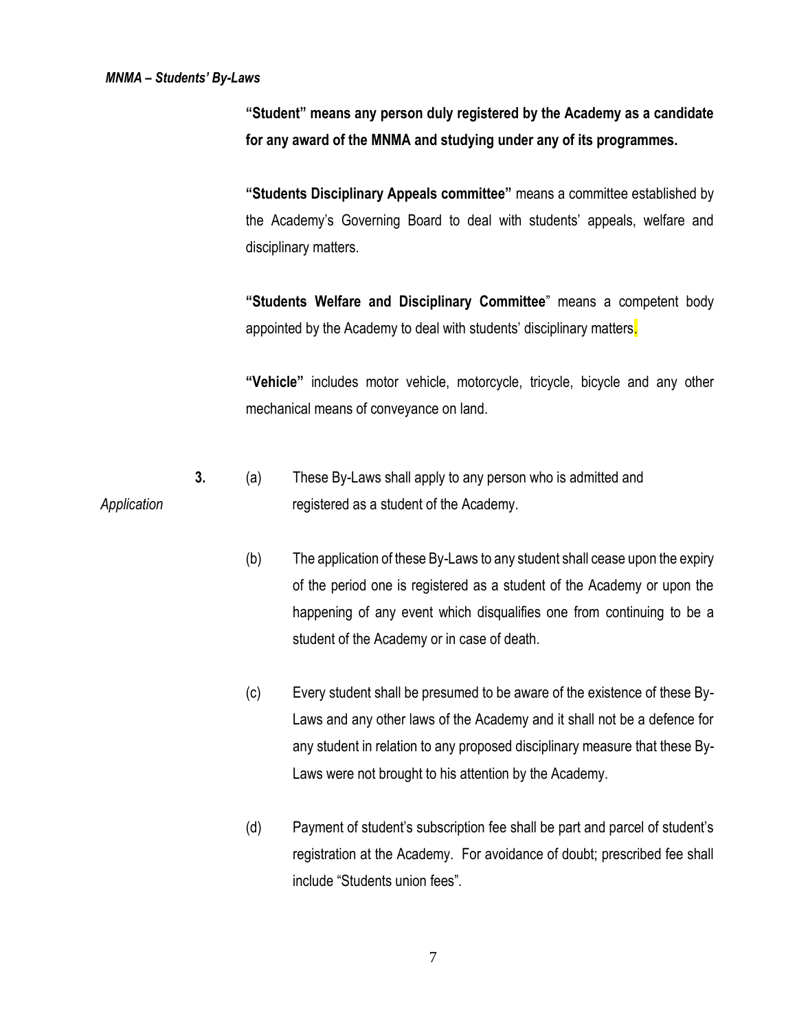**"Student" means any person duly registered by the Academy as a candidate for any award of the MNMA and studying under any of its programmes.**

**"Students Disciplinary Appeals committee"** means a committee established by the Academy's Governing Board to deal with students' appeals, welfare and disciplinary matters.

**"Students Welfare and Disciplinary Committee"** means a competent body appointed by the Academy to deal with students' disciplinary matters.

**"Vehicle"** includes motor vehicle, motorcycle, tricycle, bicycle and any other mechanical means of conveyance on land.

*Application*

**3.** (a) These By-Laws shall apply to any person who is admitted and registered as a student of the Academy.

(b) The application of these By-Laws to any student shall cease upon the expiry of the period one is registered as a student of the Academy or upon the happening of any event which disqualifies one from continuing to be a student of the Academy or in case of death.

(c) Every student shall be presumed to be aware of the existence of these By-Laws and any other laws of the Academy and it shall not be a defence for any student in relation to any proposed disciplinary measure that these By-Laws were not brought to his attention by the Academy.

(d) Payment of student's subscription fee shall be part and parcel of student's registration at the Academy. For avoidance of doubt; prescribed fee shall include "Students union fees".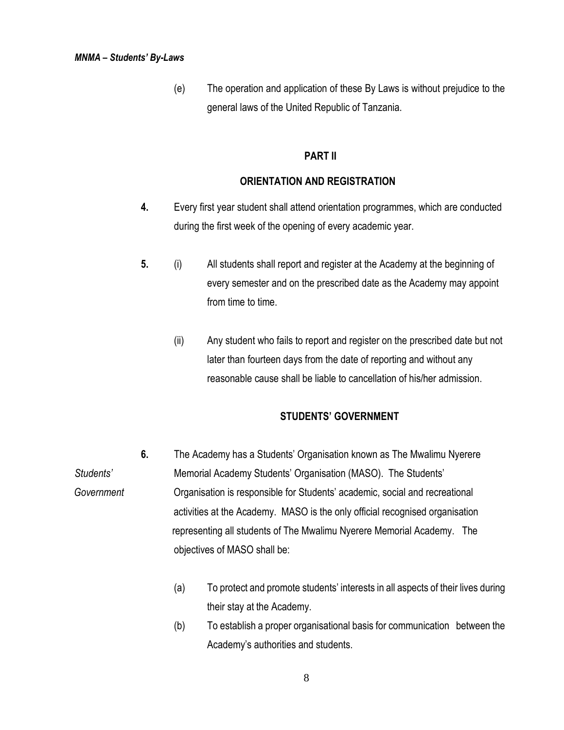(e) The operation and application of these By Laws is without prejudice to the general laws of the United Republic of Tanzania.

## PART II

## ORIENTATION AND REGISTRATION

**4.** Every first year student shall attend orientation programmes, which are conducted during the first week of the opening of every academic year.

**5.** (i) All students shall report and register at the Academy at the beginning of every semester and on the prescribed date as the Academy may appoint from time to time.

(ii) Any student who fails to report and register on the prescribed date but not later than fourteen days from the date of reporting and without any reasonable cause shall be liable to cancellation of his/her admission.

## STUDENTS' GOVERNMENT

*Students' Government*

**6.** The Academy has a Students' Organisation known as The Mwalimu Nyerere Memorial Academy Students' Organisation (MASO). The Students' Organisation is responsible for Students' academic, social and recreational activities at the Academy. MASO is the only official recognised organisation representing all students of The Mwalimu Nyerere Memorial Academy. The objectives of MASO shall be:

(a) To protect and promote students' interests in all aspects of their lives during their stay at the Academy.

(b) To establish a proper organisational basis for communication between the Academy's authorities and students.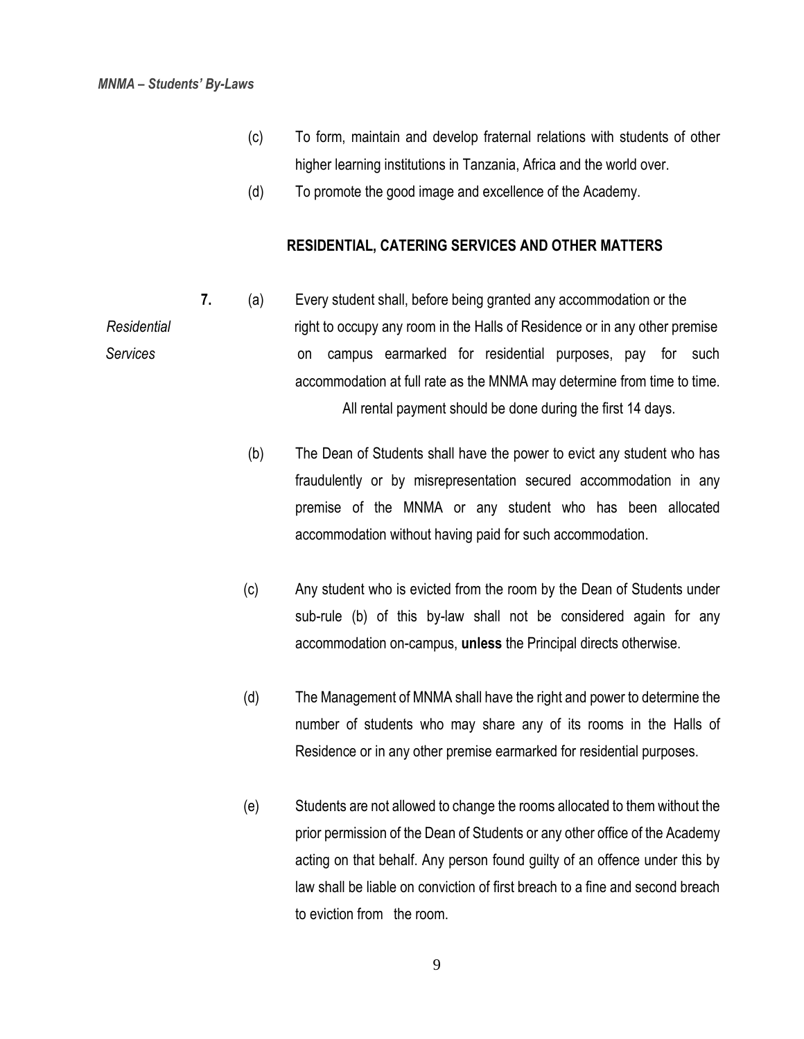(c) To form, maintain and develop fraternal relations with students of other higher learning institutions in Tanzania, Africa and the world over.

(d) To promote the good image and excellence of the Academy.

## RESIDENTIAL, CATERING SERVICES AND OTHER MATTERS

*Residential Services*

**7.** (a) Every student shall, before being granted any accommodation or the right to occupy any room in the Halls of Residence or in any other premise on campus earmarked for residential purposes, pay for such accommodation at full rate as the MNMA may determine from time to time. All rental payment should be done during the first 14 days.

(b) The Dean of Students shall have the power to evict any student who has fraudulently or by misrepresentation secured accommodation in any premise of the MNMA or any student who has been allocated accommodation without having paid for such accommodation.

(c) Any student who is evicted from the room by the Dean of Students under sub-rule (b) of this by-law shall not be considered again for any accommodation on-campus, **unless** the Principal directs otherwise.

(d) The Management of MNMA shall have the right and power to determine the number of students who may share any of its rooms in the Halls of Residence or in any other premise earmarked for residential purposes.

(e) Students are not allowed to change the rooms allocated to them without the prior permission of the Dean of Students or any other office of the Academy acting on that behalf. Any person found guilty of an offence under this by law shall be liable on conviction of first breach to a fine and second breach to eviction from the room.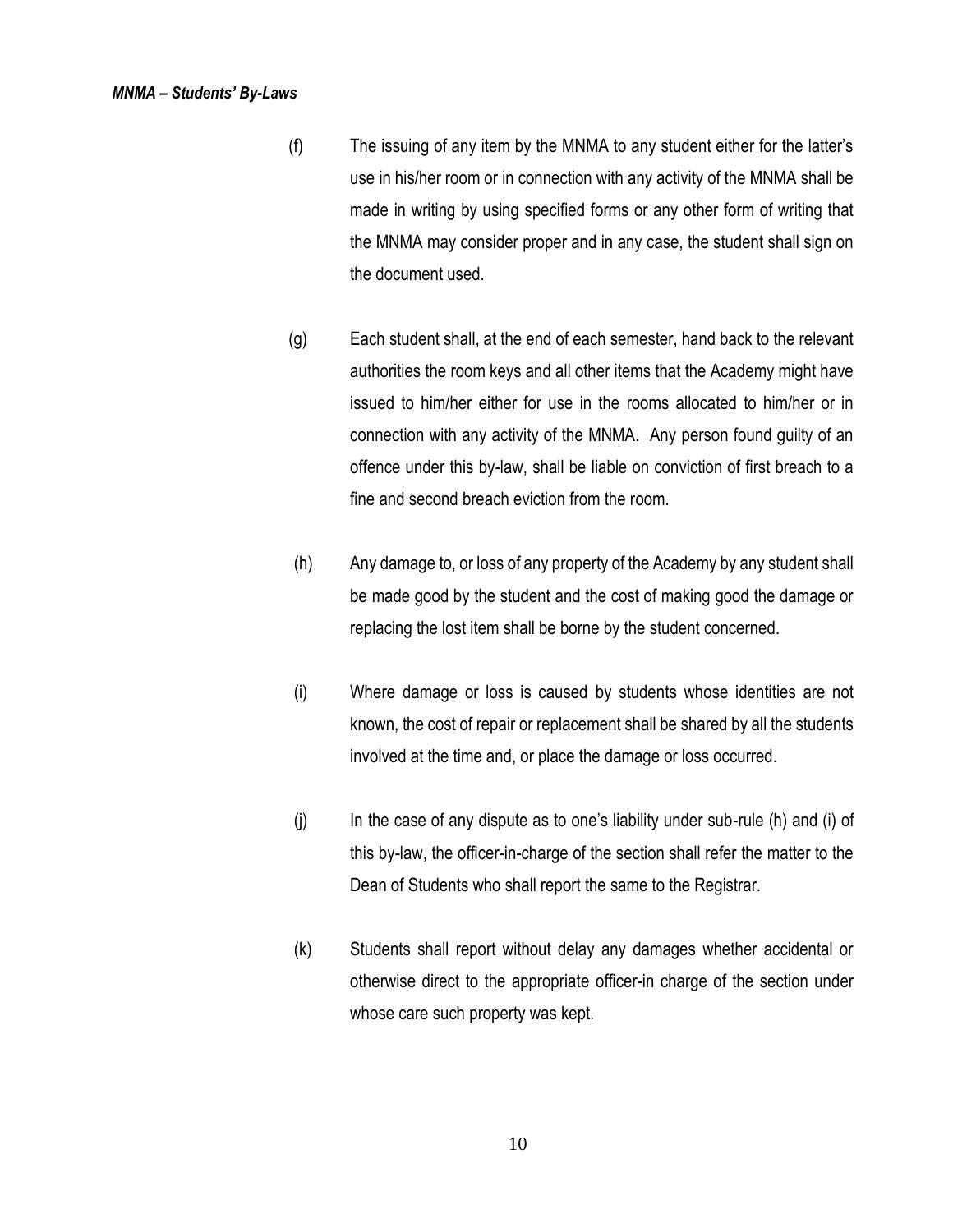(f) The issuing of any item by the MNMA to any student either for the latter's use in his/her room or in connection with any activity of the MNMA shall be made in writing by using specified forms or any other form of writing that the MNMA may consider proper and in any case, the student shall sign on the document used.

(g) Each student shall, at the end of each semester, hand back to the relevant authorities the room keys and all other items that the Academy might have issued to him/her either for use in the rooms allocated to him/her or in connection with any activity of the MNMA. Any person found guilty of an offence under this by-law, shall be liable on conviction of first breach to a fine and second breach eviction from the room.

(h) Any damage to, or loss of any property of the Academy by any student shall be made good by the student and the cost of making good the damage or replacing the lost item shall be borne by the student concerned.

(i) Where damage or loss is caused by students whose identities are not known, the cost of repair or replacement shall be shared by all the students involved at the time and, or place the damage or loss occurred.

(j) In the case of any dispute as to one's liability under sub-rule (h) and (i) of this by-law, the officer-in-charge of the section shall refer the matter to the Dean of Students who shall report the same to the Registrar.

(k) Students shall report without delay any damages whether accidental or otherwise direct to the appropriate officer-in charge of the section under whose care such property was kept.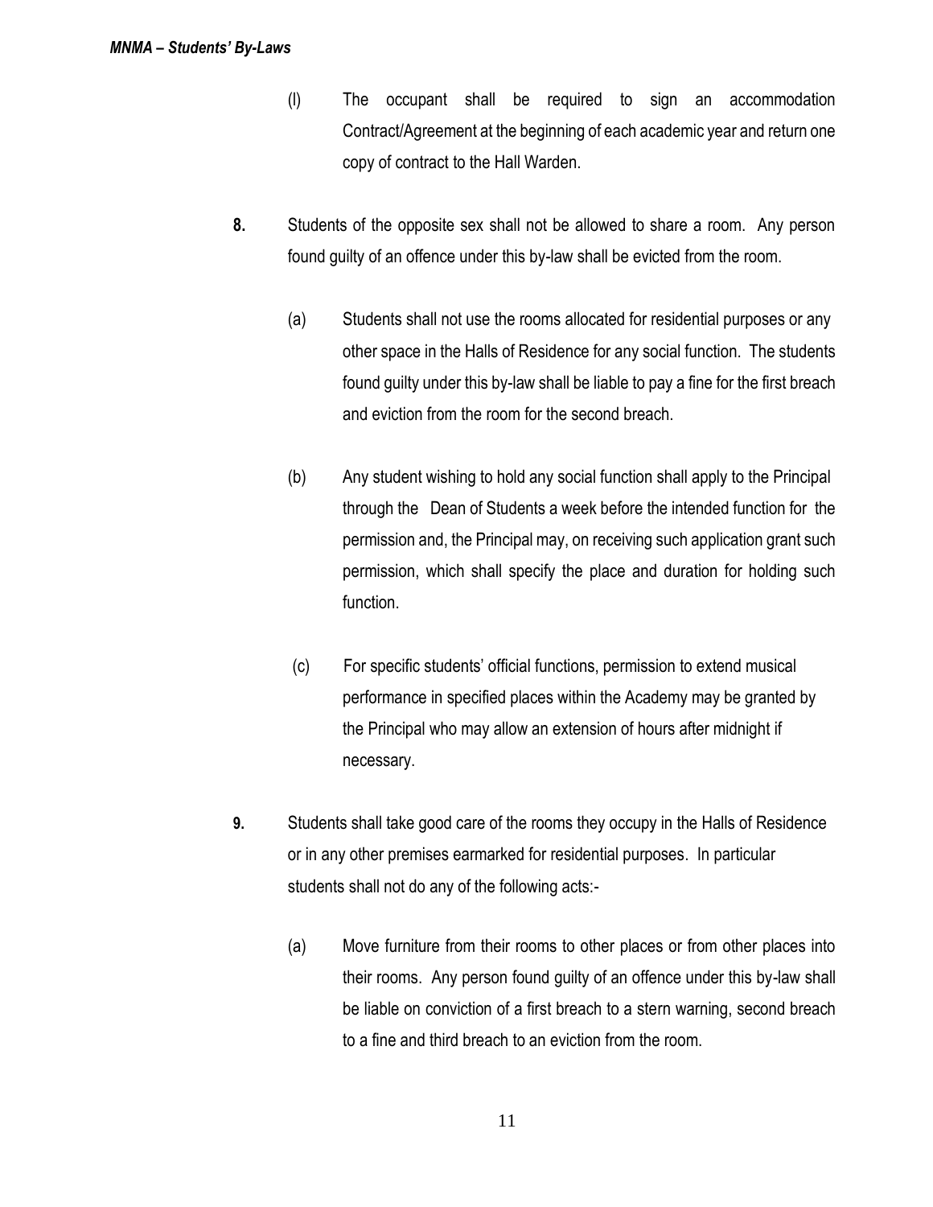(l) The occupant shall be required to sign an accommodation Contract/Agreement at the beginning of each academic year and return one copy of contract to the Hall Warden.

**8.** Students of the opposite sex shall not be allowed to share a room. Any person found guilty of an offence under this by-law shall be evicted from the room.

(a) Students shall not use the rooms allocated for residential purposes or any other space in the Halls of Residence for any social function. The students found guilty under this by-law shall be liable to pay a fine for the first breach and eviction from the room for the second breach.

(b) Any student wishing to hold any social function shall apply to the Principal through the Dean of Students a week before the intended function for the permission and, the Principal may, on receiving such application grant such permission, which shall specify the place and duration for holding such function.

(c) For specific students' official functions, permission to extend musical performance in specified places within the Academy may be granted by the Principal who may allow an extension of hours after midnight if necessary.

**9.** Students shall take good care of the rooms they occupy in the Halls of Residence or in any other premises earmarked for residential purposes. In particular students shall not do any of the following acts:-

(a) Move furniture from their rooms to other places or from other places into their rooms. Any person found guilty of an offence under this by-law shall be liable on conviction of a first breach to a stern warning, second breach to a fine and third breach to an eviction from the room.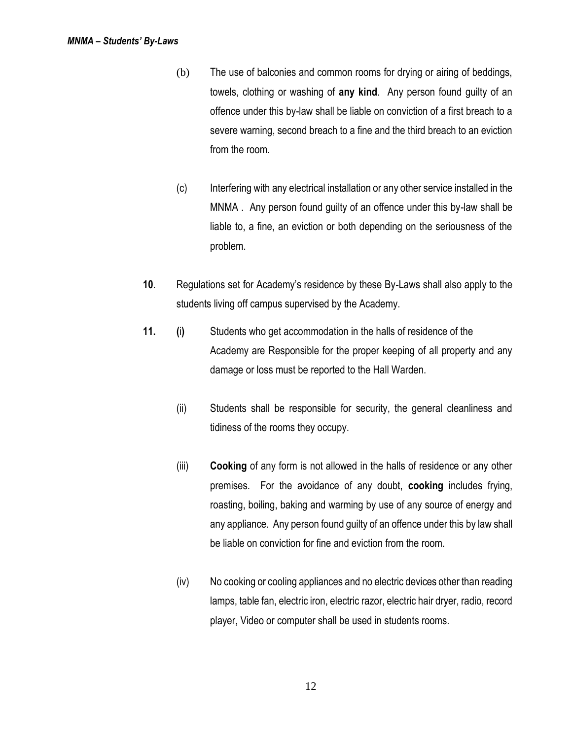(b) The use of balconies and common rooms for drying or airing of beddings, towels, clothing or washing of **any kind**. Any person found guilty of an offence under this by-law shall be liable on conviction of a first breach to a severe warning, second breach to a fine and the third breach to an eviction from the room.

(c) Interfering with any electrical installation or any other service installed in the MNMA . Any person found guilty of an offence under this by-law shall be liable to, a fine, an eviction or both depending on the seriousness of the problem.

**10**. Regulations set for Academy's residence by these By-Laws shall also apply to the students living off campus supervised by the Academy.

**11.** **(i)** Students who get accommodation in the halls of residence of the Academy are Responsible for the proper keeping of all property and any damage or loss must be reported to the Hall Warden.

(ii) Students shall be responsible for security, the general cleanliness and tidiness of the rooms they occupy.

(iii) **Cooking** of any form is not allowed in the halls of residence or any other premises. For the avoidance of any doubt, **cooking** includes frying, roasting, boiling, baking and warming by use of any source of energy and any appliance. Any person found guilty of an offence under this by law shall be liable on conviction for fine and eviction from the room.

(iv) No cooking or cooling appliances and no electric devices other than reading lamps, table fan, electric iron, electric razor, electric hair dryer, radio, record player, Video or computer shall be used in students rooms.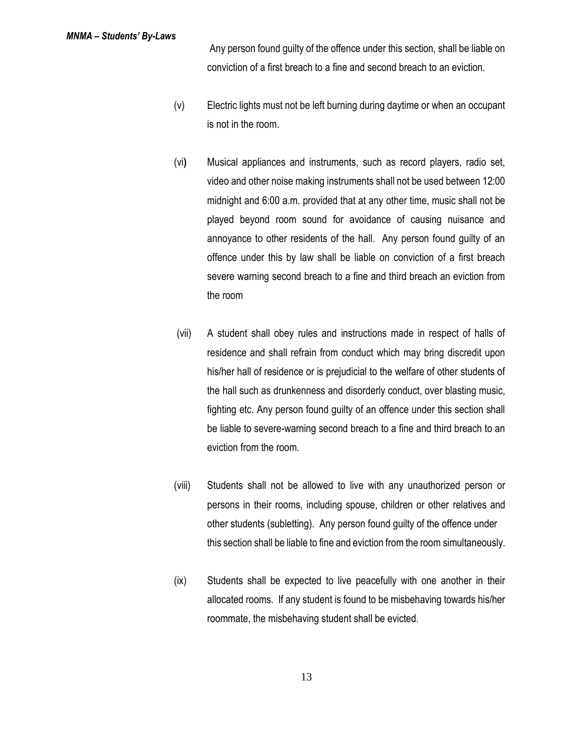Any person found guilty of the offence under this section, shall be liable on conviction of a first breach to a fine and second breach to an eviction.

(v) Electric lights must not be left burning during daytime or when an occupant is not in the room.

(vi) Musical appliances and instruments, such as record players, radio set, video and other noise making instruments shall not be used between 12:00 midnight and 6:00 a.m. provided that at any other time, music shall not be played beyond room sound for avoidance of causing nuisance and annoyance to other residents of the hall. Any person found guilty of an offence under this by law shall be liable on conviction of a first breach severe warning second breach to a fine and third breach an eviction from the room

(vii) A student shall obey rules and instructions made in respect of halls of residence and shall refrain from conduct which may bring discredit upon his/her hall of residence or is prejudicial to the welfare of other students of the hall such as drunkenness and disorderly conduct, over blasting music, fighting etc. Any person found guilty of an offence under this section shall be liable to severe-warning second breach to a fine and third breach to an eviction from the room.

(viii) Students shall not be allowed to live with any unauthorized person or persons in their rooms, including spouse, children or other relatives and other students (subletting). Any person found guilty of the offence under this section shall be liable to fine and eviction from the room simultaneously.

(ix) Students shall be expected to live peacefully with one another in their allocated rooms. If any student is found to be misbehaving towards his/her roommate, the misbehaving student shall be evicted.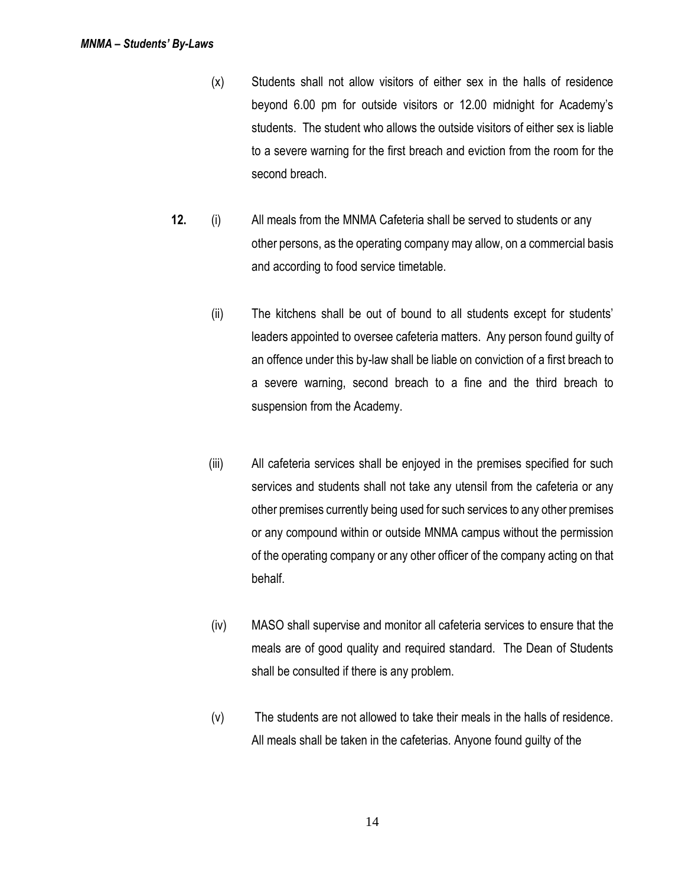(x) Students shall not allow visitors of either sex in the halls of residence beyond 6.00 pm for outside visitors or 12.00 midnight for Academy's students. The student who allows the outside visitors of either sex is liable to a severe warning for the first breach and eviction from the room for the second breach.

**12.** (i) All meals from the MNMA Cafeteria shall be served to students or any other persons, as the operating company may allow, on a commercial basis and according to food service timetable.

(ii) The kitchens shall be out of bound to all students except for students' leaders appointed to oversee cafeteria matters. Any person found guilty of an offence under this by-law shall be liable on conviction of a first breach to a severe warning, second breach to a fine and the third breach to suspension from the Academy.

(iii) All cafeteria services shall be enjoyed in the premises specified for such services and students shall not take any utensil from the cafeteria or any other premises currently being used for such services to any other premises or any compound within or outside MNMA campus without the permission of the operating company or any other officer of the company acting on that behalf.

(iv) MASO shall supervise and monitor all cafeteria services to ensure that the meals are of good quality and required standard. The Dean of Students shall be consulted if there is any problem.

(v) The students are not allowed to take their meals in the halls of residence. All meals shall be taken in the cafeterias. Anyone found guilty of the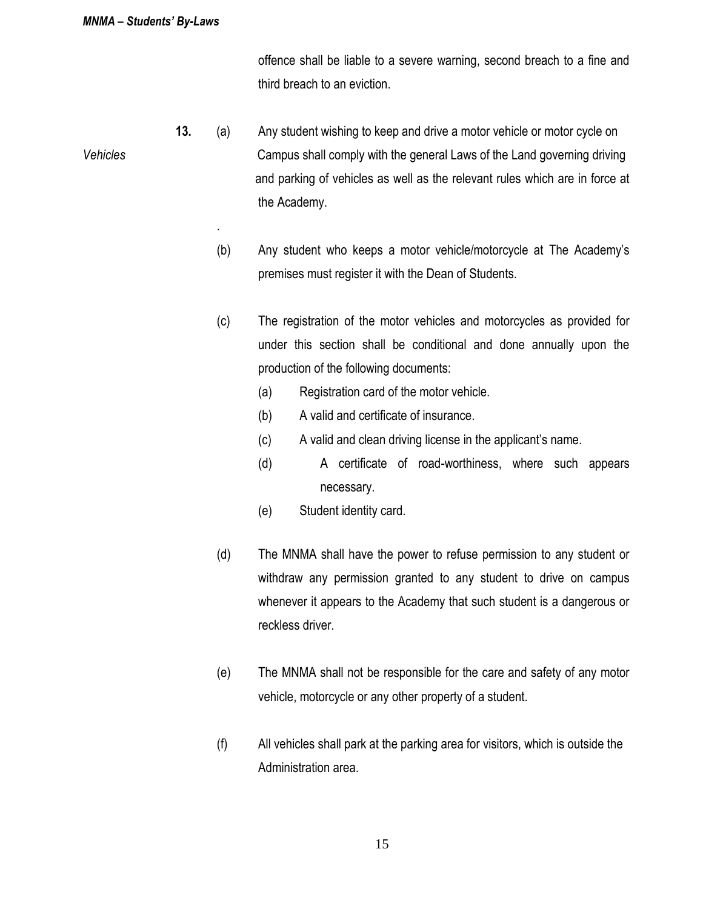offence shall be liable to a severe warning, second breach to a fine and third breach to an eviction.

*Vehicles*

**13.** (a) Any student wishing to keep and drive a motor vehicle or motor cycle on Campus shall comply with the general Laws of the Land governing driving and parking of vehicles as well as the relevant rules which are in force at the Academy.

(b) Any student who keeps a motor vehicle/motorcycle at The Academy's premises must register it with the Dean of Students.

(c) The registration of the motor vehicles and motorcycles as provided for under this section shall be conditional and done annually upon the production of the following documents:

  (a) Registration card of the motor vehicle.
  (b) A valid and certificate of insurance.
  (c) A valid and clean driving license in the applicant's name.
  (d) A certificate of road-worthiness, where such appears necessary.
  (e) Student identity card.

(d) The MNMA shall have the power to refuse permission to any student or withdraw any permission granted to any student to drive on campus whenever it appears to the Academy that such student is a dangerous or reckless driver.

(e) The MNMA shall not be responsible for the care and safety of any motor vehicle, motorcycle or any other property of a student.

(f) All vehicles shall park at the parking area for visitors, which is outside the Administration area.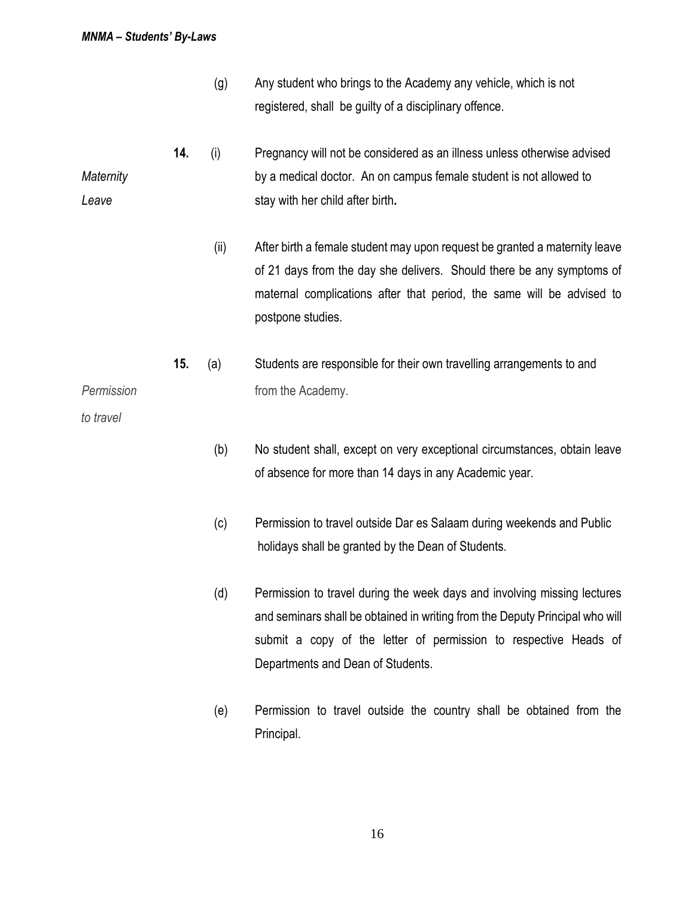(g) Any student who brings to the Academy any vehicle, which is not registered, shall be guilty of a disciplinary offence.

*Maternity Leave*

**14.** (i) Pregnancy will not be considered as an illness unless otherwise advised by a medical doctor. An on campus female student is not allowed to stay with her child after birth**.**

(ii) After birth a female student may upon request be granted a maternity leave of 21 days from the day she delivers. Should there be any symptoms of maternal complications after that period, the same will be advised to postpone studies.

*Permission to travel*

**15.** (a) Students are responsible for their own travelling arrangements to and from the Academy.

(b) No student shall, except on very exceptional circumstances, obtain leave of absence for more than 14 days in any Academic year.

(c) Permission to travel outside Dar es Salaam during weekends and Public holidays shall be granted by the Dean of Students.

(d) Permission to travel during the week days and involving missing lectures and seminars shall be obtained in writing from the Deputy Principal who will submit a copy of the letter of permission to respective Heads of Departments and Dean of Students.

(e) Permission to travel outside the country shall be obtained from the Principal.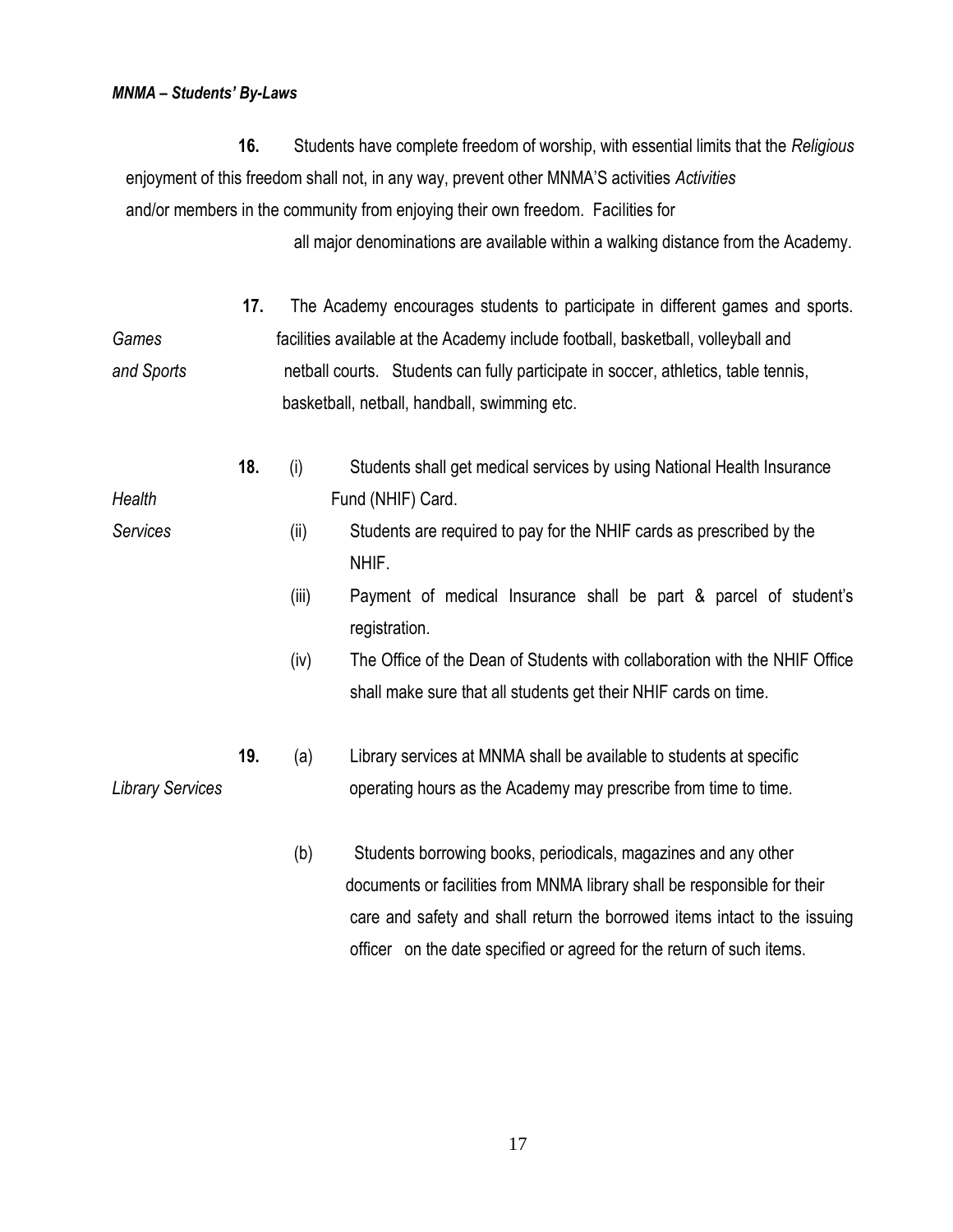**16.** *Religious Activities* — Students have complete freedom of worship, with essential limits that the enjoyment of this freedom shall not, in any way, prevent other MNMA'S activities and/or members in the community from enjoying their own freedom. Facilities for all major denominations are available within a walking distance from the Academy.

**17.** *Games and Sports* — The Academy encourages students to participate in different games and sports. facilities available at the Academy include football, basketball, volleyball and netball courts. Students can fully participate in soccer, athletics, table tennis, basketball, netball, handball, swimming etc.

**18.** *Health Services*

(i) Students shall get medical services by using National Health Insurance Fund (NHIF) Card.

(ii) Students are required to pay for the NHIF cards as prescribed by the NHIF.

(iii) Payment of medical Insurance shall be part & parcel of student's registration.

(iv) The Office of the Dean of Students with collaboration with the NHIF Office shall make sure that all students get their NHIF cards on time.

**19.** *Library Services*

(a) Library services at MNMA shall be available to students at specific operating hours as the Academy may prescribe from time to time.

(b) Students borrowing books, periodicals, magazines and any other documents or facilities from MNMA library shall be responsible for their care and safety and shall return the borrowed items intact to the issuing officer on the date specified or agreed for the return of such items.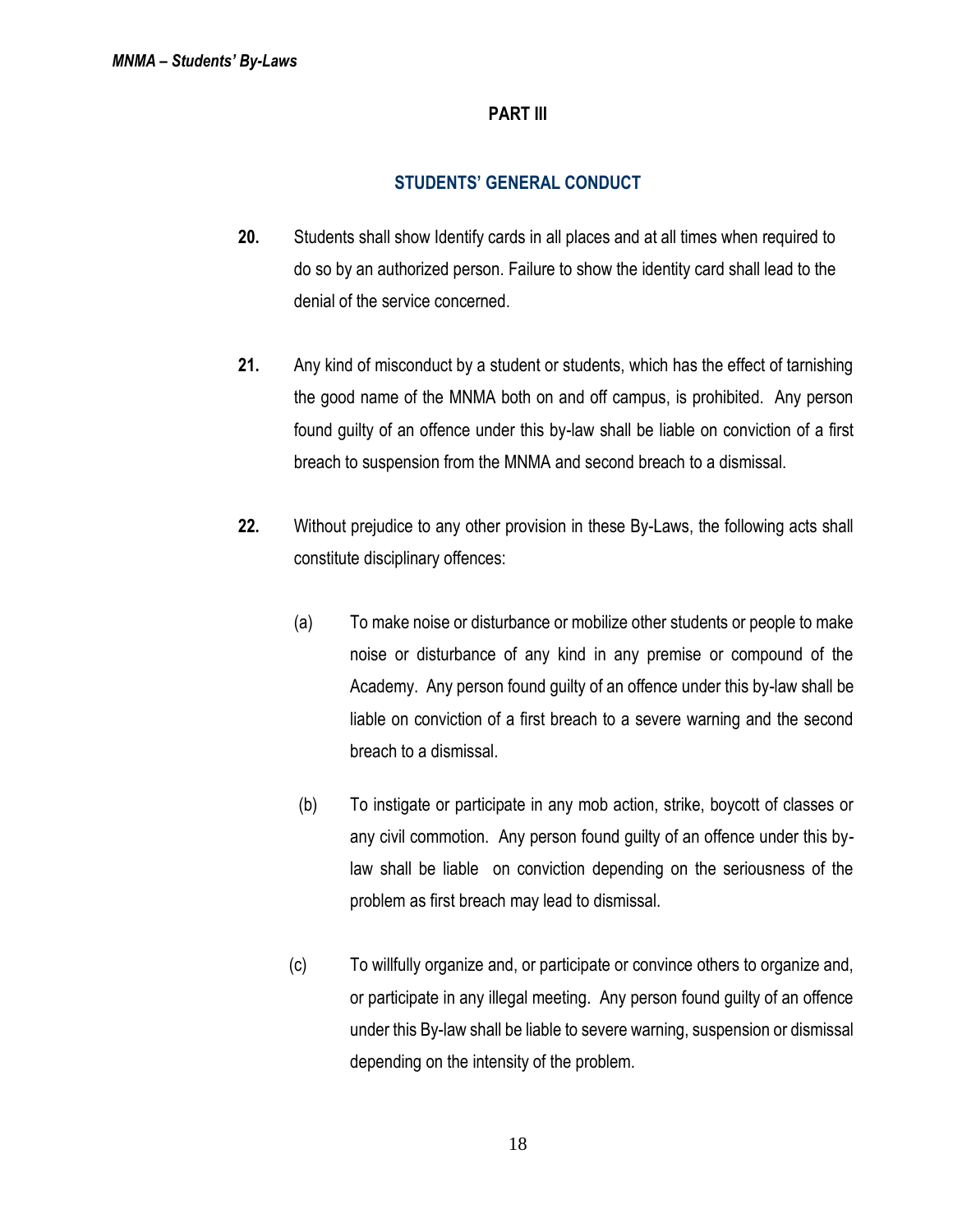## PART III

### STUDENTS' GENERAL CONDUCT

**20.** Students shall show Identify cards in all places and at all times when required to do so by an authorized person. Failure to show the identity card shall lead to the denial of the service concerned.

**21.** Any kind of misconduct by a student or students, which has the effect of tarnishing the good name of the MNMA both on and off campus, is prohibited. Any person found guilty of an offence under this by-law shall be liable on conviction of a first breach to suspension from the MNMA and second breach to a dismissal.

**22.** Without prejudice to any other provision in these By-Laws, the following acts shall constitute disciplinary offences:

(a) To make noise or disturbance or mobilize other students or people to make noise or disturbance of any kind in any premise or compound of the Academy. Any person found guilty of an offence under this by-law shall be liable on conviction of a first breach to a severe warning and the second breach to a dismissal.

(b) To instigate or participate in any mob action, strike, boycott of classes or any civil commotion. Any person found guilty of an offence under this by-law shall be liable on conviction depending on the seriousness of the problem as first breach may lead to dismissal.

(c) To willfully organize and, or participate or convince others to organize and, or participate in any illegal meeting. Any person found guilty of an offence under this By-law shall be liable to severe warning, suspension or dismissal depending on the intensity of the problem.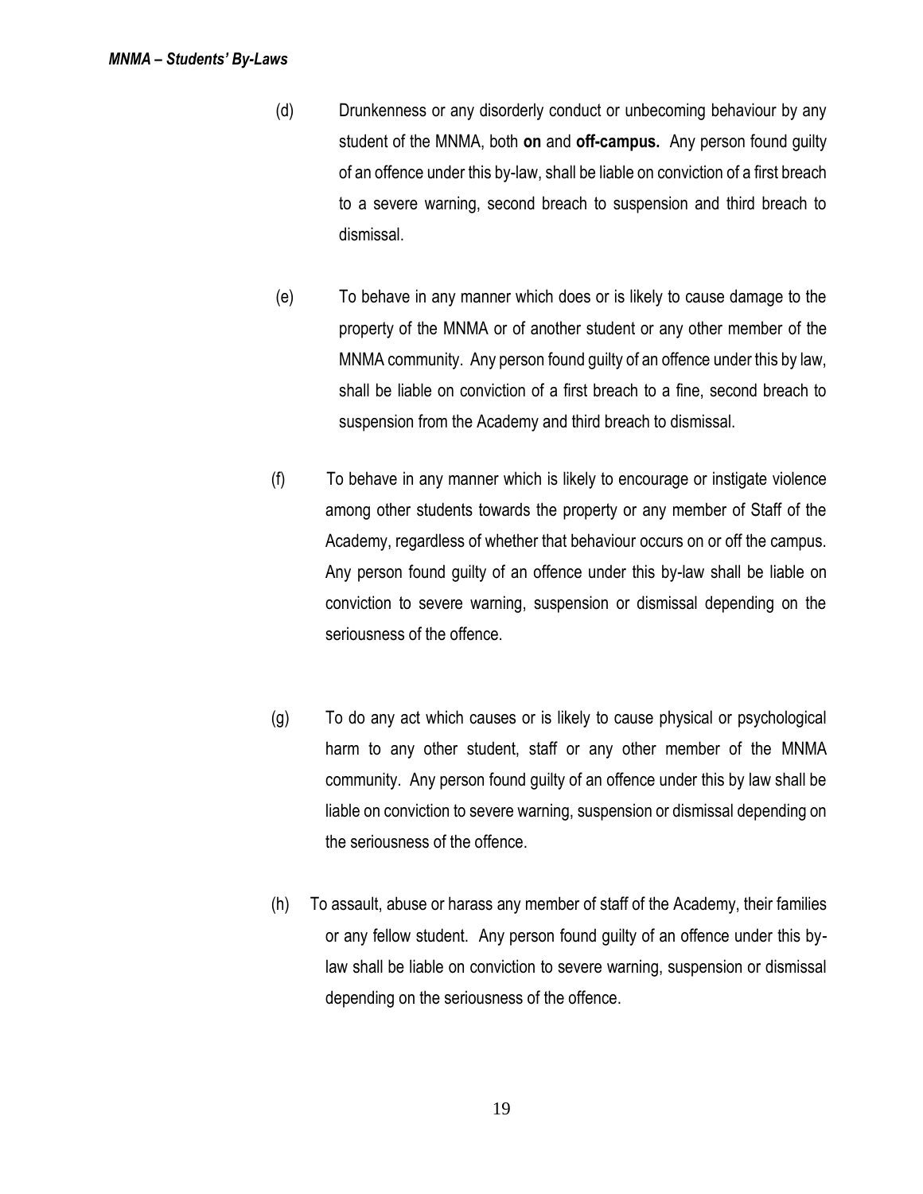(d) Drunkenness or any disorderly conduct or unbecoming behaviour by any student of the MNMA, both **on** and **off-campus.** Any person found guilty of an offence under this by-law, shall be liable on conviction of a first breach to a severe warning, second breach to suspension and third breach to dismissal.

(e) To behave in any manner which does or is likely to cause damage to the property of the MNMA or of another student or any other member of the MNMA community. Any person found guilty of an offence under this by law, shall be liable on conviction of a first breach to a fine, second breach to suspension from the Academy and third breach to dismissal.

(f) To behave in any manner which is likely to encourage or instigate violence among other students towards the property or any member of Staff of the Academy, regardless of whether that behaviour occurs on or off the campus. Any person found guilty of an offence under this by-law shall be liable on conviction to severe warning, suspension or dismissal depending on the seriousness of the offence.

(g) To do any act which causes or is likely to cause physical or psychological harm to any other student, staff or any other member of the MNMA community. Any person found guilty of an offence under this by law shall be liable on conviction to severe warning, suspension or dismissal depending on the seriousness of the offence.

(h) To assault, abuse or harass any member of staff of the Academy, their families or any fellow student. Any person found guilty of an offence under this by-law shall be liable on conviction to severe warning, suspension or dismissal depending on the seriousness of the offence.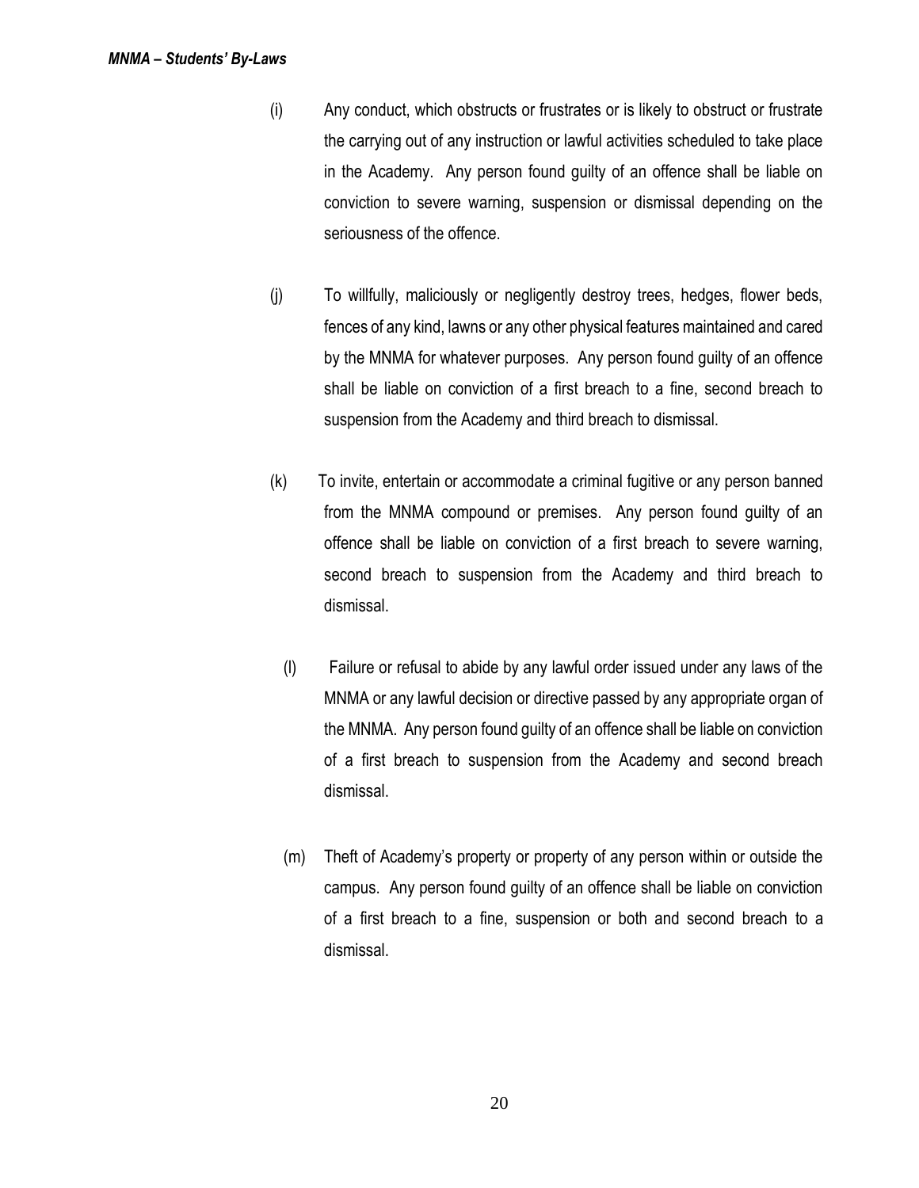(i) Any conduct, which obstructs or frustrates or is likely to obstruct or frustrate the carrying out of any instruction or lawful activities scheduled to take place in the Academy. Any person found guilty of an offence shall be liable on conviction to severe warning, suspension or dismissal depending on the seriousness of the offence.

(j) To willfully, maliciously or negligently destroy trees, hedges, flower beds, fences of any kind, lawns or any other physical features maintained and cared by the MNMA for whatever purposes. Any person found guilty of an offence shall be liable on conviction of a first breach to a fine, second breach to suspension from the Academy and third breach to dismissal.

(k) To invite, entertain or accommodate a criminal fugitive or any person banned from the MNMA compound or premises. Any person found guilty of an offence shall be liable on conviction of a first breach to severe warning, second breach to suspension from the Academy and third breach to dismissal.

(l) Failure or refusal to abide by any lawful order issued under any laws of the MNMA or any lawful decision or directive passed by any appropriate organ of the MNMA. Any person found guilty of an offence shall be liable on conviction of a first breach to suspension from the Academy and second breach dismissal.

(m) Theft of Academy's property or property of any person within or outside the campus. Any person found guilty of an offence shall be liable on conviction of a first breach to a fine, suspension or both and second breach to a dismissal.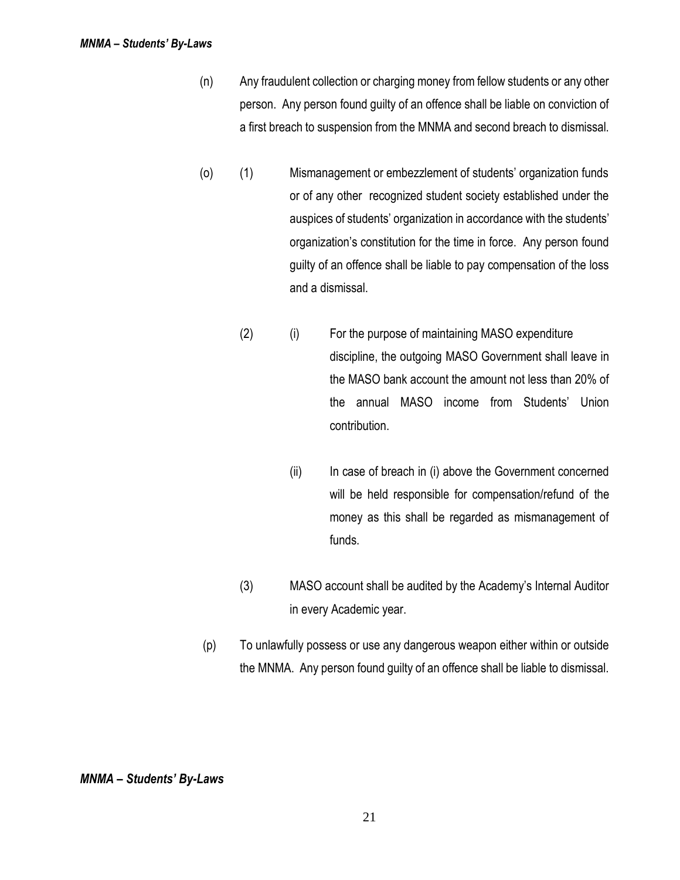(n) Any fraudulent collection or charging money from fellow students or any other person. Any person found guilty of an offence shall be liable on conviction of a first breach to suspension from the MNMA and second breach to dismissal.

(o) (1) Mismanagement or embezzlement of students' organization funds or of any other recognized student society established under the auspices of students' organization in accordance with the students' organization's constitution for the time in force. Any person found guilty of an offence shall be liable to pay compensation of the loss and a dismissal.

(2) (i) For the purpose of maintaining MASO expenditure discipline, the outgoing MASO Government shall leave in the MASO bank account the amount not less than 20% of the annual MASO income from Students' Union contribution.

(ii) In case of breach in (i) above the Government concerned will be held responsible for compensation/refund of the money as this shall be regarded as mismanagement of funds.

(3) MASO account shall be audited by the Academy's Internal Auditor in every Academic year.

(p) To unlawfully possess or use any dangerous weapon either within or outside the MNMA. Any person found guilty of an offence shall be liable to dismissal.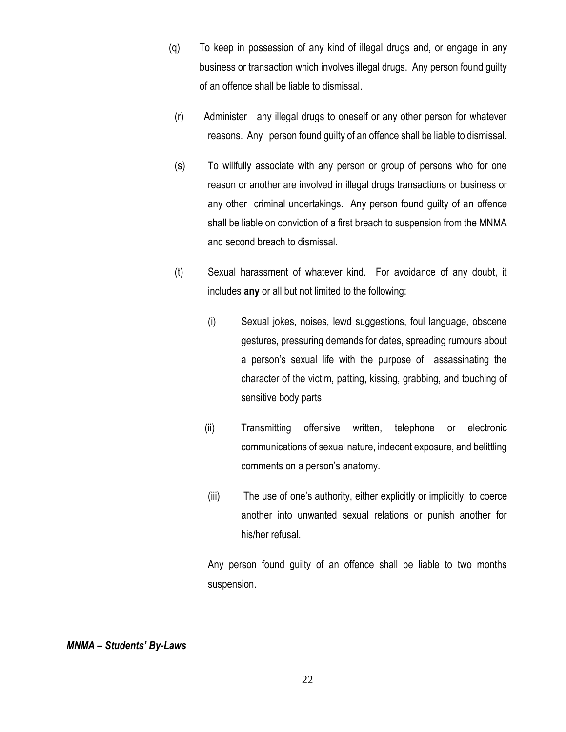(q) To keep in possession of any kind of illegal drugs and, or engage in any business or transaction which involves illegal drugs. Any person found guilty of an offence shall be liable to dismissal.

(r) Administer any illegal drugs to oneself or any other person for whatever reasons. Any person found guilty of an offence shall be liable to dismissal.

(s) To willfully associate with any person or group of persons who for one reason or another are involved in illegal drugs transactions or business or any other criminal undertakings. Any person found guilty of an offence shall be liable on conviction of a first breach to suspension from the MNMA and second breach to dismissal.

(t) Sexual harassment of whatever kind. For avoidance of any doubt, it includes **any** or all but not limited to the following:

   (i) Sexual jokes, noises, lewd suggestions, foul language, obscene gestures, pressuring demands for dates, spreading rumours about a person's sexual life with the purpose of assassinating the character of the victim, patting, kissing, grabbing, and touching of sensitive body parts.

   (ii) Transmitting offensive written, telephone or electronic communications of sexual nature, indecent exposure, and belittling comments on a person's anatomy.

   (iii) The use of one's authority, either explicitly or implicitly, to coerce another into unwanted sexual relations or punish another for his/her refusal.

   Any person found guilty of an offence shall be liable to two months suspension.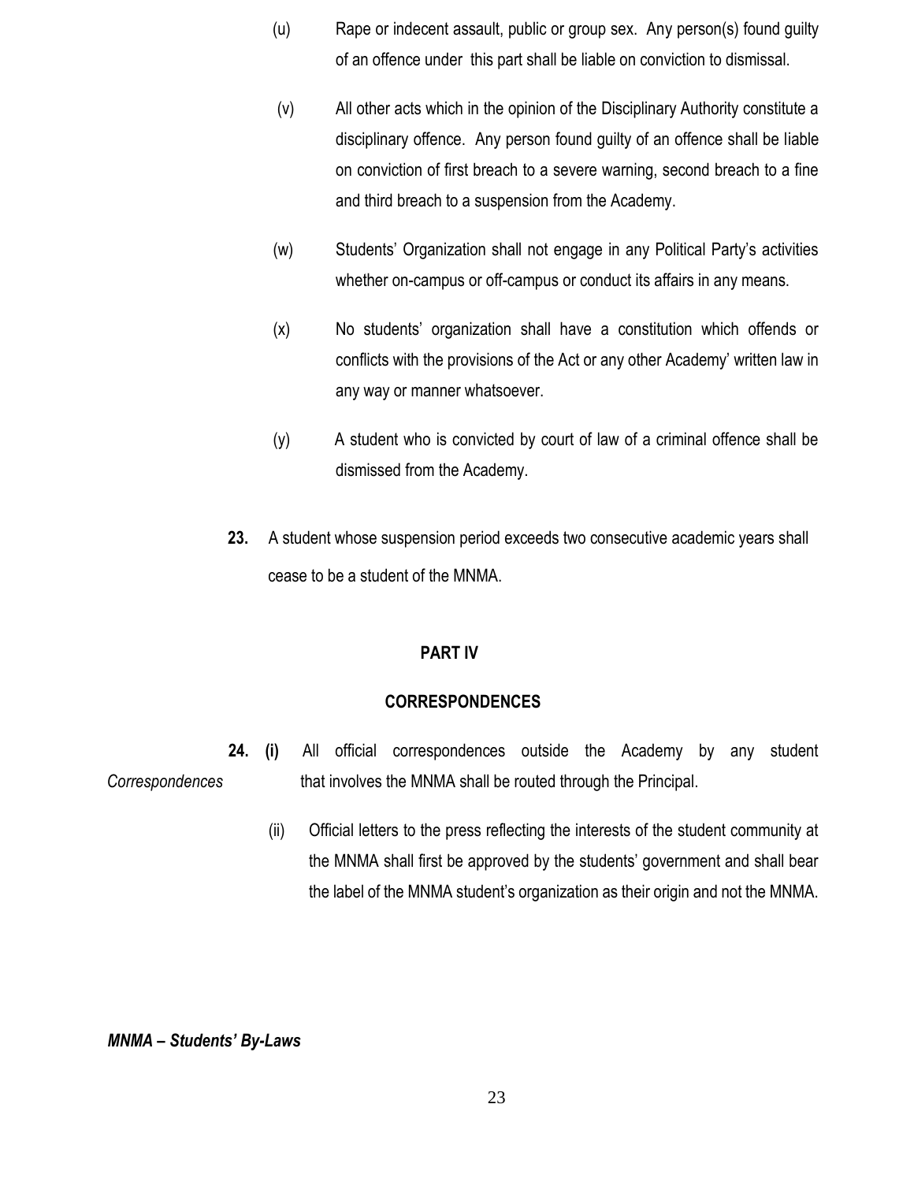(u) Rape or indecent assault, public or group sex. Any person(s) found guilty of an offence under this part shall be liable on conviction to dismissal.

(v) All other acts which in the opinion of the Disciplinary Authority constitute a disciplinary offence. Any person found guilty of an offence shall be liable on conviction of first breach to a severe warning, second breach to a fine and third breach to a suspension from the Academy.

(w) Students' Organization shall not engage in any Political Party's activities whether on-campus or off-campus or conduct its affairs in any means.

(x) No students' organization shall have a constitution which offends or conflicts with the provisions of the Act or any other Academy' written law in any way or manner whatsoever.

(y) A student who is convicted by court of law of a criminal offence shall be dismissed from the Academy.

**23.** A student whose suspension period exceeds two consecutive academic years shall cease to be a student of the MNMA.

## PART IV

## CORRESPONDENCES

*Correspondences*

**24. (i)** All official correspondences outside the Academy by any student that involves the MNMA shall be routed through the Principal.

(ii) Official letters to the press reflecting the interests of the student community at the MNMA shall first be approved by the students' government and shall bear the label of the MNMA student's organization as their origin and not the MNMA.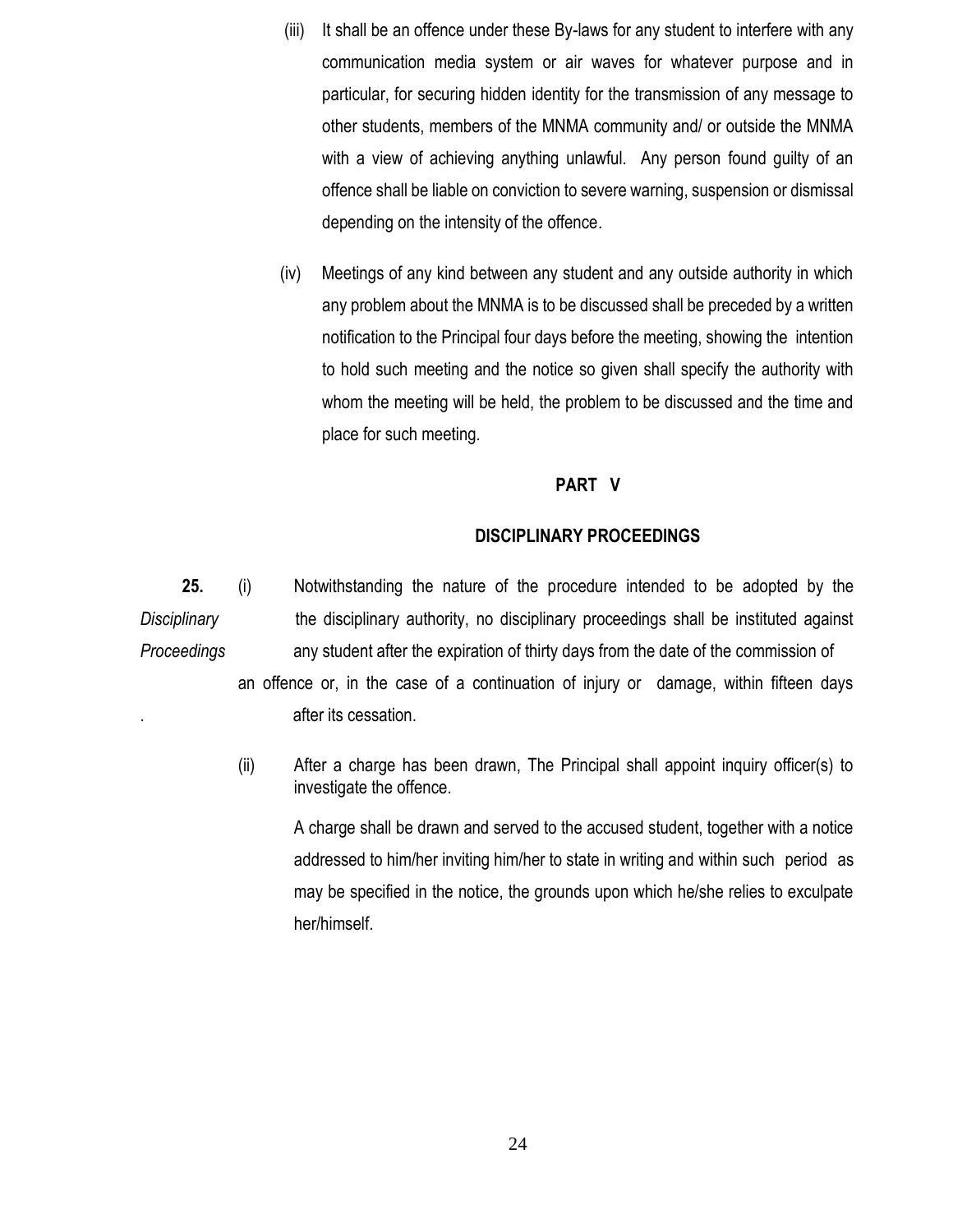(iii) It shall be an offence under these By-laws for any student to interfere with any communication media system or air waves for whatever purpose and in particular, for securing hidden identity for the transmission of any message to other students, members of the MNMA community and/ or outside the MNMA with a view of achieving anything unlawful. Any person found guilty of an offence shall be liable on conviction to severe warning, suspension or dismissal depending on the intensity of the offence.

(iv) Meetings of any kind between any student and any outside authority in which any problem about the MNMA is to be discussed shall be preceded by a written notification to the Principal four days before the meeting, showing the intention to hold such meeting and the notice so given shall specify the authority with whom the meeting will be held, the problem to be discussed and the time and place for such meeting.

## PART V

## DISCIPLINARY PROCEEDINGS

**25.** *Disciplinary Proceedings*

(i) Notwithstanding the nature of the procedure intended to be adopted by the the disciplinary authority, no disciplinary proceedings shall be instituted against any student after the expiration of thirty days from the date of the commission of an offence or, in the case of a continuation of injury or damage, within fifteen days after its cessation.

(ii) After a charge has been drawn, The Principal shall appoint inquiry officer(s) to investigate the offence.

A charge shall be drawn and served to the accused student, together with a notice addressed to him/her inviting him/her to state in writing and within such period as may be specified in the notice, the grounds upon which he/she relies to exculpate her/himself.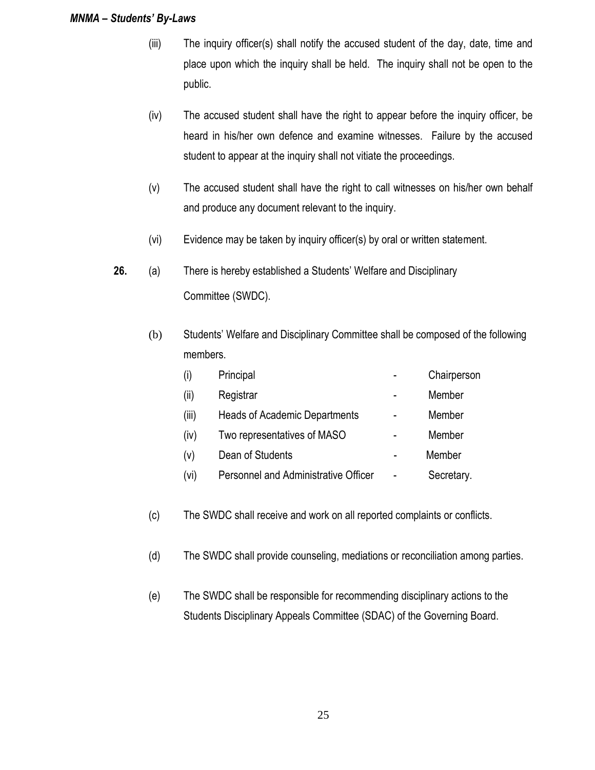(iii) The inquiry officer(s) shall notify the accused student of the day, date, time and place upon which the inquiry shall be held. The inquiry shall not be open to the public.

(iv) The accused student shall have the right to appear before the inquiry officer, be heard in his/her own defence and examine witnesses. Failure by the accused student to appear at the inquiry shall not vitiate the proceedings.

(v) The accused student shall have the right to call witnesses on his/her own behalf and produce any document relevant to the inquiry.

(vi) Evidence may be taken by inquiry officer(s) by oral or written statement.

**26.** (a) There is hereby established a Students' Welfare and Disciplinary Committee (SWDC).

(b) Students' Welfare and Disciplinary Committee shall be composed of the following members.

| | | | |
|---|---|---|---|
| (i) | Principal | - | Chairperson |
| (ii) | Registrar | - | Member |
| (iii) | Heads of Academic Departments | - | Member |
| (iv) | Two representatives of MASO | - | Member |
| (v) | Dean of Students | - | Member |
| (vi) | Personnel and Administrative Officer | - | Secretary. |

(c) The SWDC shall receive and work on all reported complaints or conflicts.

(d) The SWDC shall provide counseling, mediations or reconciliation among parties.

(e) The SWDC shall be responsible for recommending disciplinary actions to the Students Disciplinary Appeals Committee (SDAC) of the Governing Board.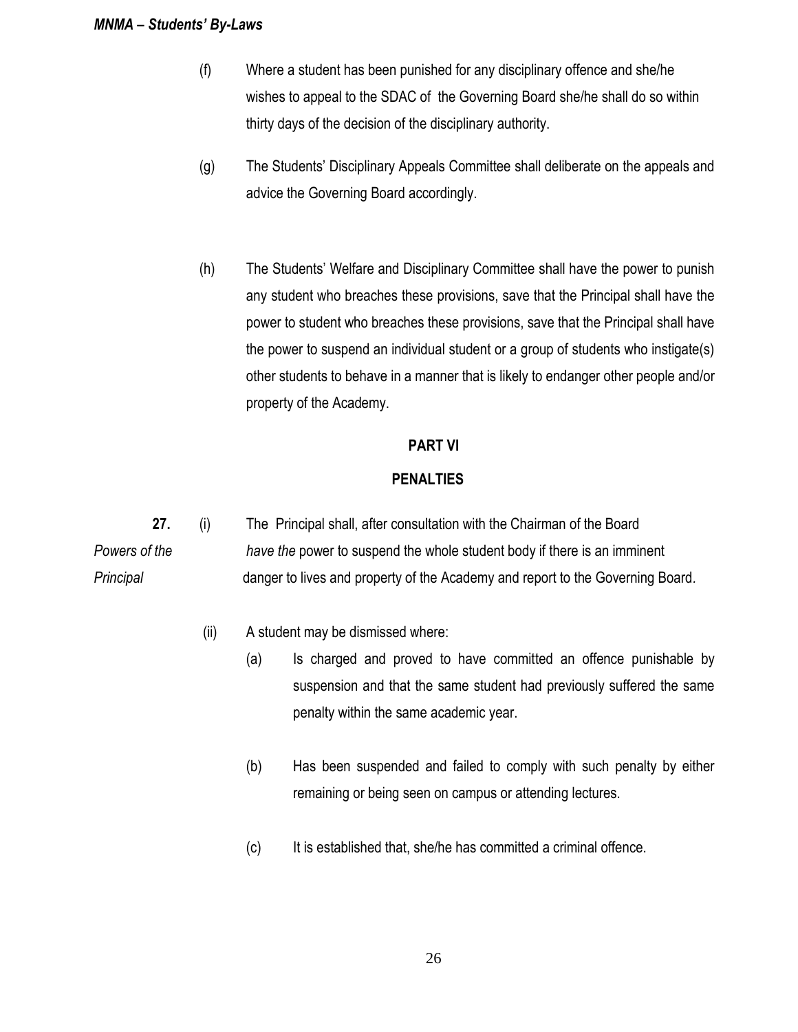(f) Where a student has been punished for any disciplinary offence and she/he wishes to appeal to the SDAC of the Governing Board she/he shall do so within thirty days of the decision of the disciplinary authority.

(g) The Students' Disciplinary Appeals Committee shall deliberate on the appeals and advice the Governing Board accordingly.

(h) The Students' Welfare and Disciplinary Committee shall have the power to punish any student who breaches these provisions, save that the Principal shall have the power to student who breaches these provisions, save that the Principal shall have the power to suspend an individual student or a group of students who instigate(s) other students to behave in a manner that is likely to endanger other people and/or property of the Academy.

## PART VI

## PENALTIES

**27.** *Powers of the Principal*

(i) The Principal shall, after consultation with the Chairman of the Board *have the* power to suspend the whole student body if there is an imminent danger to lives and property of the Academy and report to the Governing Board.

(ii) A student may be dismissed where:

(a) Is charged and proved to have committed an offence punishable by suspension and that the same student had previously suffered the same penalty within the same academic year.

(b) Has been suspended and failed to comply with such penalty by either remaining or being seen on campus or attending lectures.

(c) It is established that, she/he has committed a criminal offence.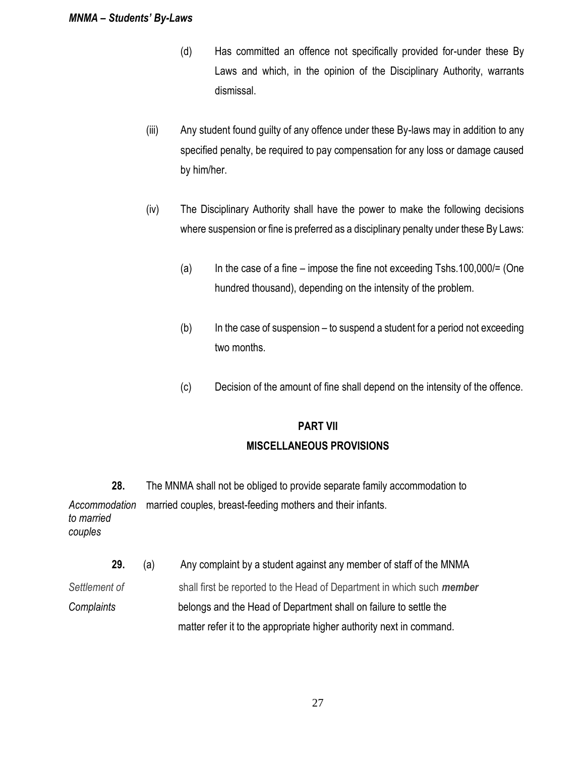(d) Has committed an offence not specifically provided for-under these By Laws and which, in the opinion of the Disciplinary Authority, warrants dismissal.

(iii) Any student found guilty of any offence under these By-laws may in addition to any specified penalty, be required to pay compensation for any loss or damage caused by him/her.

(iv) The Disciplinary Authority shall have the power to make the following decisions where suspension or fine is preferred as a disciplinary penalty under these By Laws:

(a) In the case of a fine – impose the fine not exceeding Tshs.100,000/= (One hundred thousand), depending on the intensity of the problem.

(b) In the case of suspension – to suspend a student for a period not exceeding two months.

(c) Decision of the amount of fine shall depend on the intensity of the offence.

## PART VII
## MISCELLANEOUS PROVISIONS

**28.** *Accommodation to married couples* — The MNMA shall not be obliged to provide separate family accommodation to married couples, breast-feeding mothers and their infants.

**29.** *Settlement of Complaints* — (a) Any complaint by a student against any member of staff of the MNMA shall first be reported to the Head of Department in which such ***member*** belongs and the Head of Department shall on failure to settle the matter refer it to the appropriate higher authority next in command.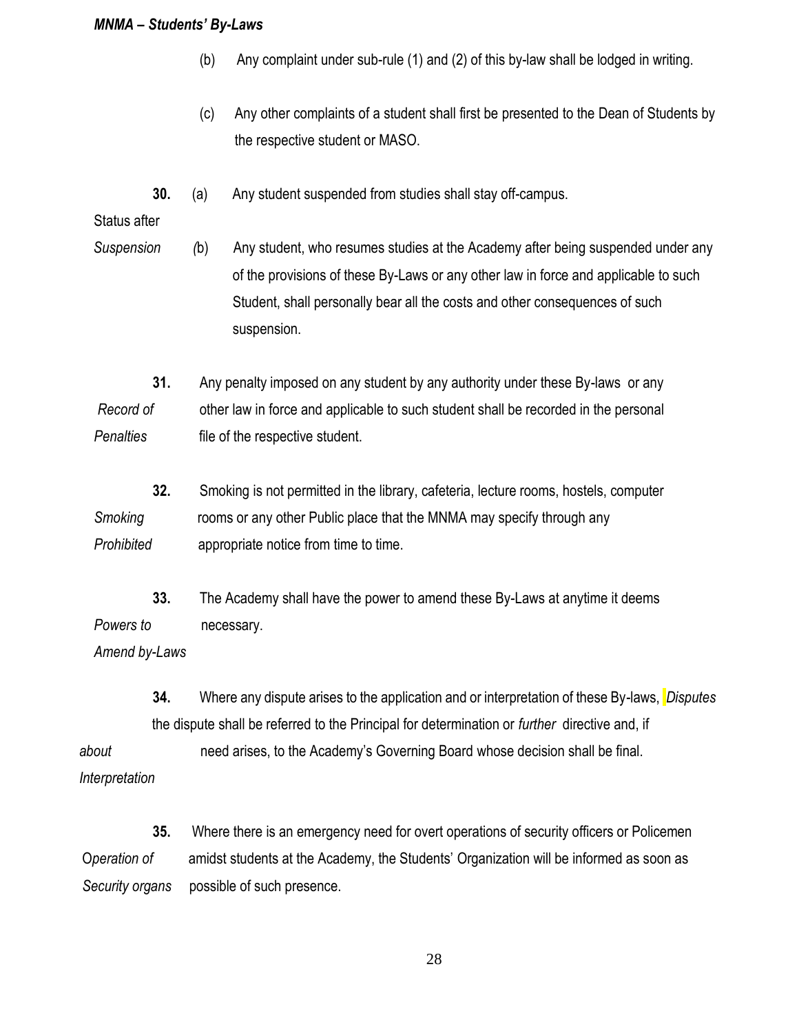(b) Any complaint under sub-rule (1) and (2) of this by-law shall be lodged in writing.

(c) Any other complaints of a student shall first be presented to the Dean of Students by the respective student or MASO.

**30.** *Status after Suspension*

(a) Any student suspended from studies shall stay off-campus.

(b) Any student, who resumes studies at the Academy after being suspended under any of the provisions of these By-Laws or any other law in force and applicable to such Student, shall personally bear all the costs and other consequences of such suspension.

**31.** *Record of Penalties*

Any penalty imposed on any student by any authority under these By-laws or any other law in force and applicable to such student shall be recorded in the personal file of the respective student.

**32.** *Smoking Prohibited*

Smoking is not permitted in the library, cafeteria, lecture rooms, hostels, computer rooms or any other Public place that the MNMA may specify through any appropriate notice from time to time.

**33.** *Powers to Amend by-Laws*

The Academy shall have the power to amend these By-Laws at anytime it deems necessary.

**34.** *Disputes about Interpretation*

Where any dispute arises to the application and or interpretation of these By-laws, the dispute shall be referred to the Principal for determination or *further* directive and, if need arises, to the Academy's Governing Board whose decision shall be final.

**35.** *Operation of Security organs*

Where there is an emergency need for overt operations of security officers or Policemen amidst students at the Academy, the Students' Organization will be informed as soon as possible of such presence.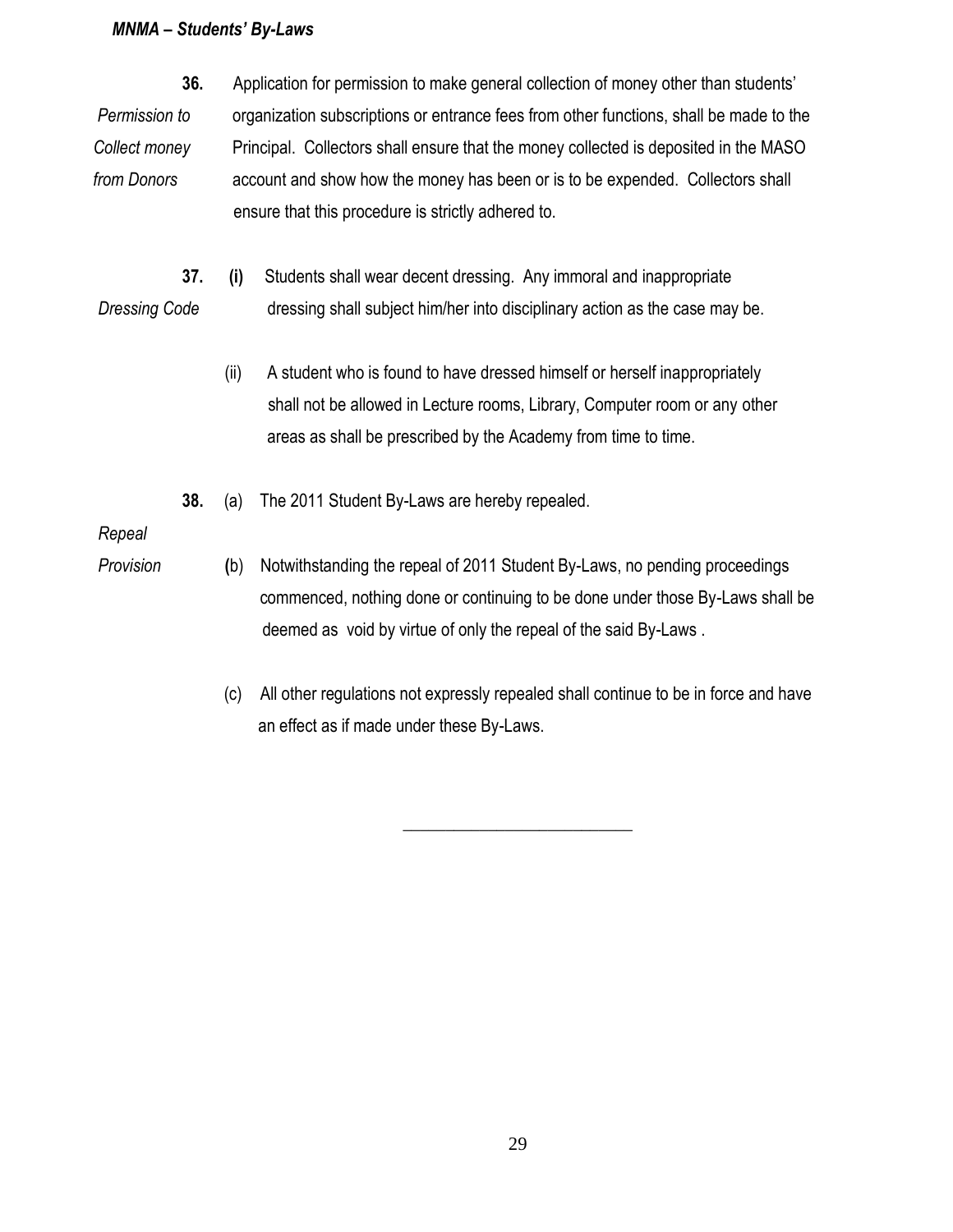**36.** *Permission to Collect money from Donors*

Application for permission to make general collection of money other than students' organization subscriptions or entrance fees from other functions, shall be made to the Principal. Collectors shall ensure that the money collected is deposited in the MASO account and show how the money has been or is to be expended. Collectors shall ensure that this procedure is strictly adhered to.

**37.** *Dressing Code*

**(i)** Students shall wear decent dressing. Any immoral and inappropriate dressing shall subject him/her into disciplinary action as the case may be.

(ii) A student who is found to have dressed himself or herself inappropriately shall not be allowed in Lecture rooms, Library, Computer room or any other areas as shall be prescribed by the Academy from time to time.

**38.** *Repeal Provision*

(a) The 2011 Student By-Laws are hereby repealed.

(b) Notwithstanding the repeal of 2011 Student By-Laws, no pending proceedings commenced, nothing done or continuing to be done under those By-Laws shall be deemed as void by virtue of only the repeal of the said By-Laws .

(c) All other regulations not expressly repealed shall continue to be in force and have an effect as if made under these By-Laws.

---